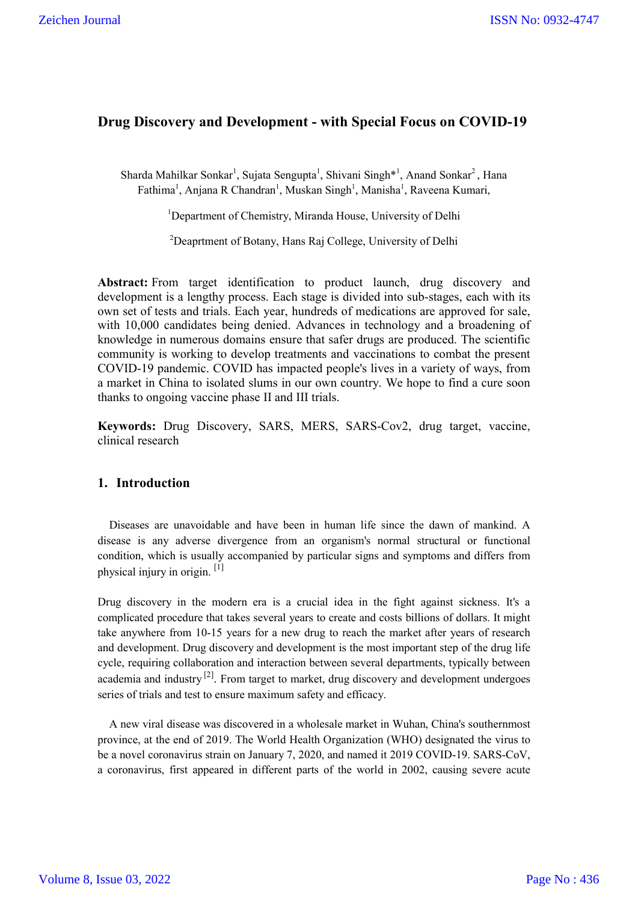# Drug Discovery and Development - with Special Focus on COVID-19

Sharda Mahilkar Sonkar[1], Sujata Sengupta[1], Shivani Singh*[1], Anand Sonkar[2], Hana Fathima[1], Anjana R Chandran[1], Muskan Singh[1], Manisha[1], Raveena Kumari,

[1]Department of Chemistry, Miranda House, University of Delhi

[2]Deaprtment of Botany, Hans Raj College, University of Delhi

**Abstract:** From target identification to product launch, drug discovery and development is a lengthy process. Each stage is divided into sub-stages, each with its own set of tests and trials. Each year, hundreds of medications are approved for sale, with 10,000 candidates being denied. Advances in technology and a broadening of knowledge in numerous domains ensure that safer drugs are produced. The scientific community is working to develop treatments and vaccinations to combat the present COVID-19 pandemic. COVID has impacted people's lives in a variety of ways, from a market in China to isolated slums in our own country. We hope to find a cure soon thanks to ongoing vaccine phase II and III trials.

**Keywords:** Drug Discovery, SARS, MERS, SARS-Cov2, drug target, vaccine, clinical research

## 1. Introduction

Diseases are unavoidable and have been in human life since the dawn of mankind. A disease is any adverse divergence from an organism's normal structural or functional condition, which is usually accompanied by particular signs and symptoms and differs from physical injury in origin. [1]

Drug discovery in the modern era is a crucial idea in the fight against sickness. It's a complicated procedure that takes several years to create and costs billions of dollars. It might take anywhere from 10-15 years for a new drug to reach the market after years of research and development. Drug discovery and development is the most important step of the drug life cycle, requiring collaboration and interaction between several departments, typically between academia and industry [2]. From target to market, drug discovery and development undergoes series of trials and test to ensure maximum safety and efficacy.

A new viral disease was discovered in a wholesale market in Wuhan, China's southernmost province, at the end of 2019. The World Health Organization (WHO) designated the virus to be a novel coronavirus strain on January 7, 2020, and named it 2019 COVID-19. SARS-CoV, a coronavirus, first appeared in different parts of the world in 2002, causing severe acute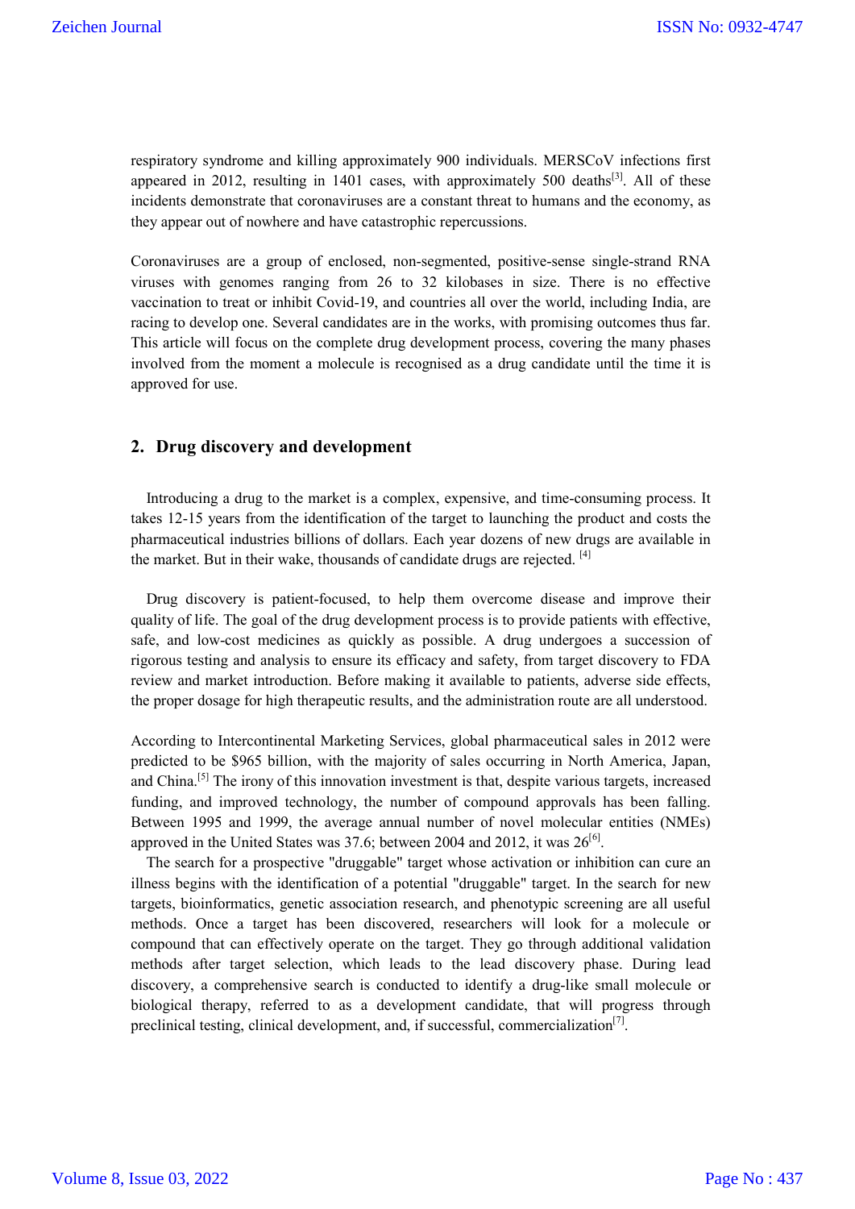respiratory syndrome and killing approximately 900 individuals. MERSCoV infections first appeared in 2012, resulting in 1401 cases, with approximately 500 deaths[3]. All of these incidents demonstrate that coronaviruses are a constant threat to humans and the economy, as they appear out of nowhere and have catastrophic repercussions.

Coronaviruses are a group of enclosed, non-segmented, positive-sense single-strand RNA viruses with genomes ranging from 26 to 32 kilobases in size. There is no effective vaccination to treat or inhibit Covid-19, and countries all over the world, including India, are racing to develop one. Several candidates are in the works, with promising outcomes thus far. This article will focus on the complete drug development process, covering the many phases involved from the moment a molecule is recognised as a drug candidate until the time it is approved for use.

## 2. Drug discovery and development

Introducing a drug to the market is a complex, expensive, and time-consuming process. It takes 12-15 years from the identification of the target to launching the product and costs the pharmaceutical industries billions of dollars. Each year dozens of new drugs are available in the market. But in their wake, thousands of candidate drugs are rejected. [4]

Drug discovery is patient-focused, to help them overcome disease and improve their quality of life. The goal of the drug development process is to provide patients with effective, safe, and low-cost medicines as quickly as possible. A drug undergoes a succession of rigorous testing and analysis to ensure its efficacy and safety, from target discovery to FDA review and market introduction. Before making it available to patients, adverse side effects, the proper dosage for high therapeutic results, and the administration route are all understood.

According to Intercontinental Marketing Services, global pharmaceutical sales in 2012 were predicted to be $965 billion, with the majority of sales occurring in North America, Japan, and China.[5] The irony of this innovation investment is that, despite various targets, increased funding, and improved technology, the number of compound approvals has been falling. Between 1995 and 1999, the average annual number of novel molecular entities (NMEs) approved in the United States was 37.6; between 2004 and 2012, it was 26[6].

The search for a prospective "druggable" target whose activation or inhibition can cure an illness begins with the identification of a potential "druggable" target. In the search for new targets, bioinformatics, genetic association research, and phenotypic screening are all useful methods. Once a target has been discovered, researchers will look for a molecule or compound that can effectively operate on the target. They go through additional validation methods after target selection, which leads to the lead discovery phase. During lead discovery, a comprehensive search is conducted to identify a drug-like small molecule or biological therapy, referred to as a development candidate, that will progress through preclinical testing, clinical development, and, if successful, commercialization[7].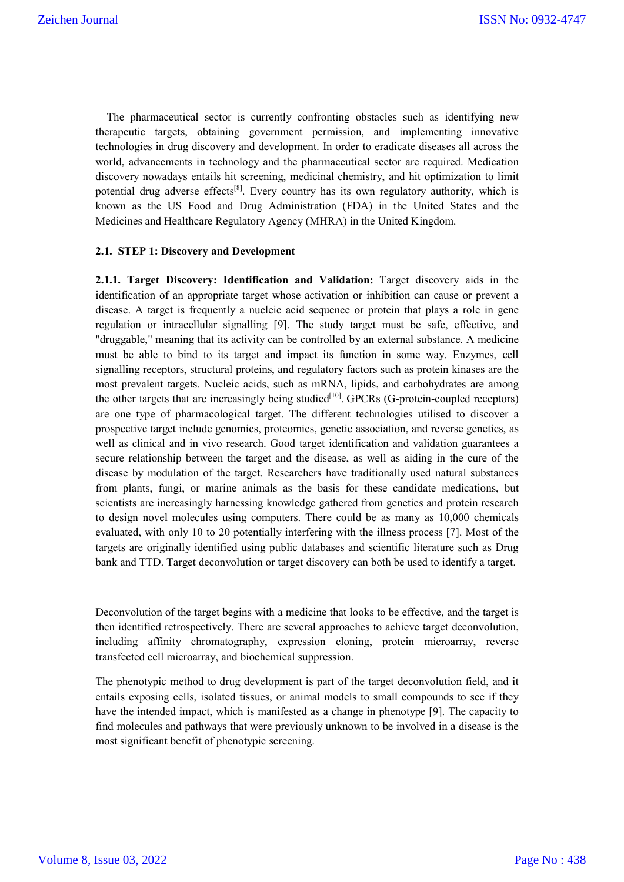The pharmaceutical sector is currently confronting obstacles such as identifying new therapeutic targets, obtaining government permission, and implementing innovative technologies in drug discovery and development. In order to eradicate diseases all across the world, advancements in technology and the pharmaceutical sector are required. Medication discovery nowadays entails hit screening, medicinal chemistry, and hit optimization to limit potential drug adverse effects[8]. Every country has its own regulatory authority, which is known as the US Food and Drug Administration (FDA) in the United States and the Medicines and Healthcare Regulatory Agency (MHRA) in the United Kingdom.

### 2.1. STEP 1: Discovery and Development

**2.1.1. Target Discovery: Identification and Validation:** Target discovery aids in the identification of an appropriate target whose activation or inhibition can cause or prevent a disease. A target is frequently a nucleic acid sequence or protein that plays a role in gene regulation or intracellular signalling [9]. The study target must be safe, effective, and "druggable," meaning that its activity can be controlled by an external substance. A medicine must be able to bind to its target and impact its function in some way. Enzymes, cell signalling receptors, structural proteins, and regulatory factors such as protein kinases are the most prevalent targets. Nucleic acids, such as mRNA, lipids, and carbohydrates are among the other targets that are increasingly being studied[10]. GPCRs (G-protein-coupled receptors) are one type of pharmacological target. The different technologies utilised to discover a prospective target include genomics, proteomics, genetic association, and reverse genetics, as well as clinical and in vivo research. Good target identification and validation guarantees a secure relationship between the target and the disease, as well as aiding in the cure of the disease by modulation of the target. Researchers have traditionally used natural substances from plants, fungi, or marine animals as the basis for these candidate medications, but scientists are increasingly harnessing knowledge gathered from genetics and protein research to design novel molecules using computers. There could be as many as 10,000 chemicals evaluated, with only 10 to 20 potentially interfering with the illness process [7]. Most of the targets are originally identified using public databases and scientific literature such as Drug bank and TTD. Target deconvolution or target discovery can both be used to identify a target.

Deconvolution of the target begins with a medicine that looks to be effective, and the target is then identified retrospectively. There are several approaches to achieve target deconvolution, including affinity chromatography, expression cloning, protein microarray, reverse transfected cell microarray, and biochemical suppression.

The phenotypic method to drug development is part of the target deconvolution field, and it entails exposing cells, isolated tissues, or animal models to small compounds to see if they have the intended impact, which is manifested as a change in phenotype [9]. The capacity to find molecules and pathways that were previously unknown to be involved in a disease is the most significant benefit of phenotypic screening.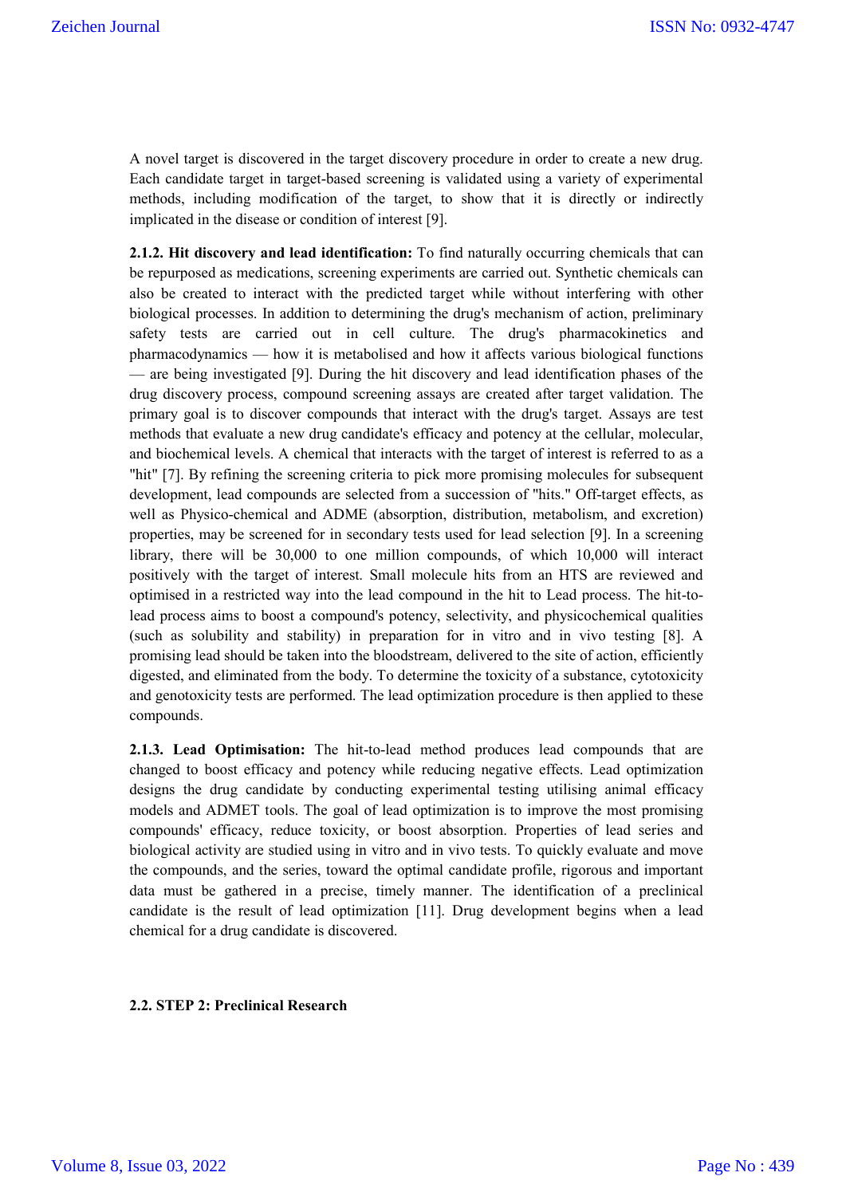A novel target is discovered in the target discovery procedure in order to create a new drug. Each candidate target in target-based screening is validated using a variety of experimental methods, including modification of the target, to show that it is directly or indirectly implicated in the disease or condition of interest [9].

**2.1.2. Hit discovery and lead identification:** To find naturally occurring chemicals that can be repurposed as medications, screening experiments are carried out. Synthetic chemicals can also be created to interact with the predicted target while without interfering with other biological processes. In addition to determining the drug's mechanism of action, preliminary safety tests are carried out in cell culture. The drug's pharmacokinetics and pharmacodynamics — how it is metabolised and how it affects various biological functions — are being investigated [9]. During the hit discovery and lead identification phases of the drug discovery process, compound screening assays are created after target validation. The primary goal is to discover compounds that interact with the drug's target. Assays are test methods that evaluate a new drug candidate's efficacy and potency at the cellular, molecular, and biochemical levels. A chemical that interacts with the target of interest is referred to as a "hit" [7]. By refining the screening criteria to pick more promising molecules for subsequent development, lead compounds are selected from a succession of "hits." Off-target effects, as well as Physico-chemical and ADME (absorption, distribution, metabolism, and excretion) properties, may be screened for in secondary tests used for lead selection [9]. In a screening library, there will be 30,000 to one million compounds, of which 10,000 will interact positively with the target of interest. Small molecule hits from an HTS are reviewed and optimised in a restricted way into the lead compound in the hit to Lead process. The hit-to-lead process aims to boost a compound's potency, selectivity, and physicochemical qualities (such as solubility and stability) in preparation for in vitro and in vivo testing [8]. A promising lead should be taken into the bloodstream, delivered to the site of action, efficiently digested, and eliminated from the body. To determine the toxicity of a substance, cytotoxicity and genotoxicity tests are performed. The lead optimization procedure is then applied to these compounds.

**2.1.3. Lead Optimisation:** The hit-to-lead method produces lead compounds that are changed to boost efficacy and potency while reducing negative effects. Lead optimization designs the drug candidate by conducting experimental testing utilising animal efficacy models and ADMET tools. The goal of lead optimization is to improve the most promising compounds' efficacy, reduce toxicity, or boost absorption. Properties of lead series and biological activity are studied using in vitro and in vivo tests. To quickly evaluate and move the compounds, and the series, toward the optimal candidate profile, rigorous and important data must be gathered in a precise, timely manner. The identification of a preclinical candidate is the result of lead optimization [11]. Drug development begins when a lead chemical for a drug candidate is discovered.

### 2.2. STEP 2: Preclinical Research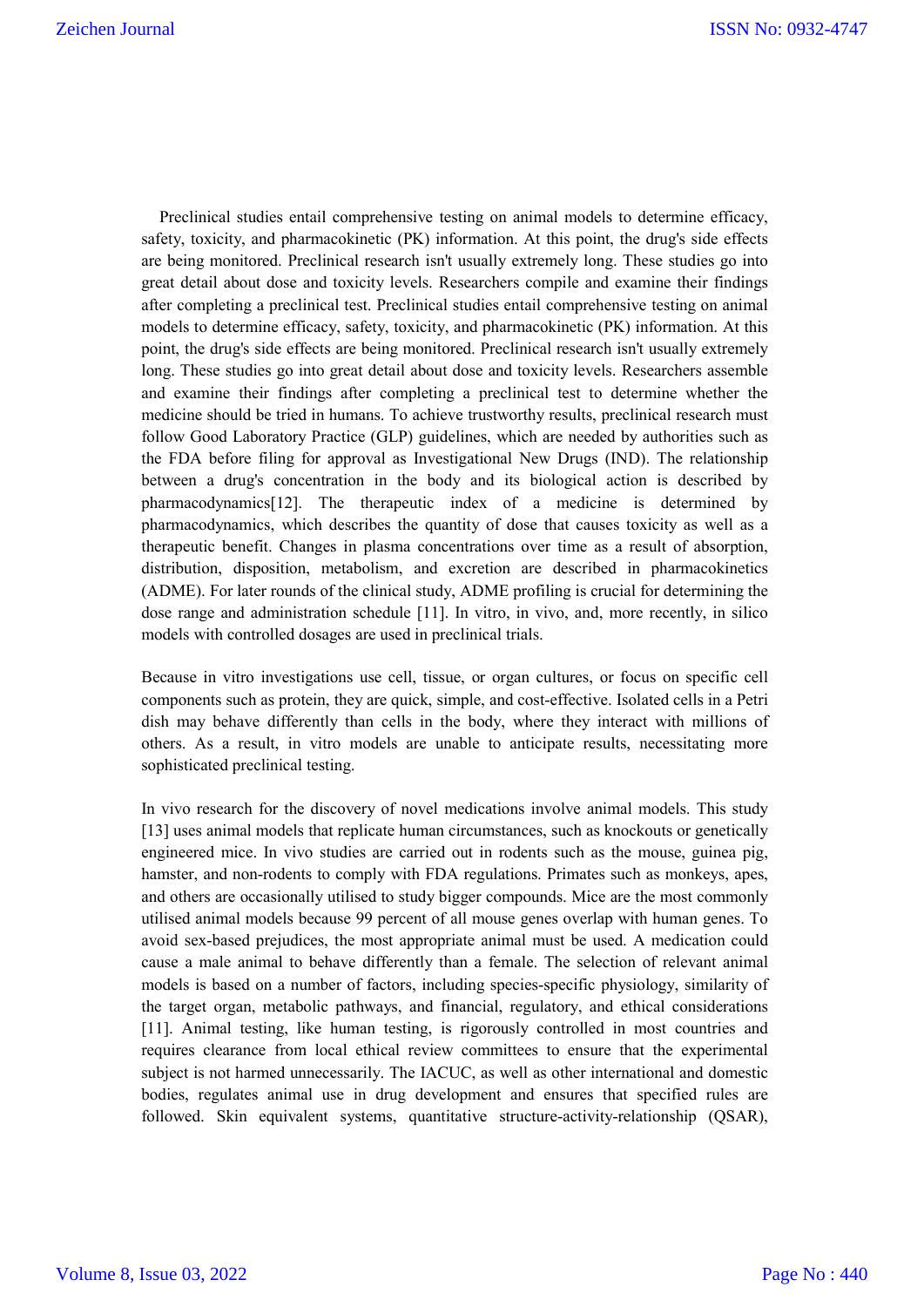Preclinical studies entail comprehensive testing on animal models to determine efficacy, safety, toxicity, and pharmacokinetic (PK) information. At this point, the drug's side effects are being monitored. Preclinical research isn't usually extremely long. These studies go into great detail about dose and toxicity levels. Researchers compile and examine their findings after completing a preclinical test. Preclinical studies entail comprehensive testing on animal models to determine efficacy, safety, toxicity, and pharmacokinetic (PK) information. At this point, the drug's side effects are being monitored. Preclinical research isn't usually extremely long. These studies go into great detail about dose and toxicity levels. Researchers assemble and examine their findings after completing a preclinical test to determine whether the medicine should be tried in humans. To achieve trustworthy results, preclinical research must follow Good Laboratory Practice (GLP) guidelines, which are needed by authorities such as the FDA before filing for approval as Investigational New Drugs (IND). The relationship between a drug's concentration in the body and its biological action is described by pharmacodynamics[12]. The therapeutic index of a medicine is determined by pharmacodynamics, which describes the quantity of dose that causes toxicity as well as a therapeutic benefit. Changes in plasma concentrations over time as a result of absorption, distribution, disposition, metabolism, and excretion are described in pharmacokinetics (ADME). For later rounds of the clinical study, ADME profiling is crucial for determining the dose range and administration schedule [11]. In vitro, in vivo, and, more recently, in silico models with controlled dosages are used in preclinical trials.

Because in vitro investigations use cell, tissue, or organ cultures, or focus on specific cell components such as protein, they are quick, simple, and cost-effective. Isolated cells in a Petri dish may behave differently than cells in the body, where they interact with millions of others. As a result, in vitro models are unable to anticipate results, necessitating more sophisticated preclinical testing.

In vivo research for the discovery of novel medications involve animal models. This study [13] uses animal models that replicate human circumstances, such as knockouts or genetically engineered mice. In vivo studies are carried out in rodents such as the mouse, guinea pig, hamster, and non-rodents to comply with FDA regulations. Primates such as monkeys, apes, and others are occasionally utilised to study bigger compounds. Mice are the most commonly utilised animal models because 99 percent of all mouse genes overlap with human genes. To avoid sex-based prejudices, the most appropriate animal must be used. A medication could cause a male animal to behave differently than a female. The selection of relevant animal models is based on a number of factors, including species-specific physiology, similarity of the target organ, metabolic pathways, and financial, regulatory, and ethical considerations [11]. Animal testing, like human testing, is rigorously controlled in most countries and requires clearance from local ethical review committees to ensure that the experimental subject is not harmed unnecessarily. The IACUC, as well as other international and domestic bodies, regulates animal use in drug development and ensures that specified rules are followed. Skin equivalent systems, quantitative structure-activity-relationship (QSAR),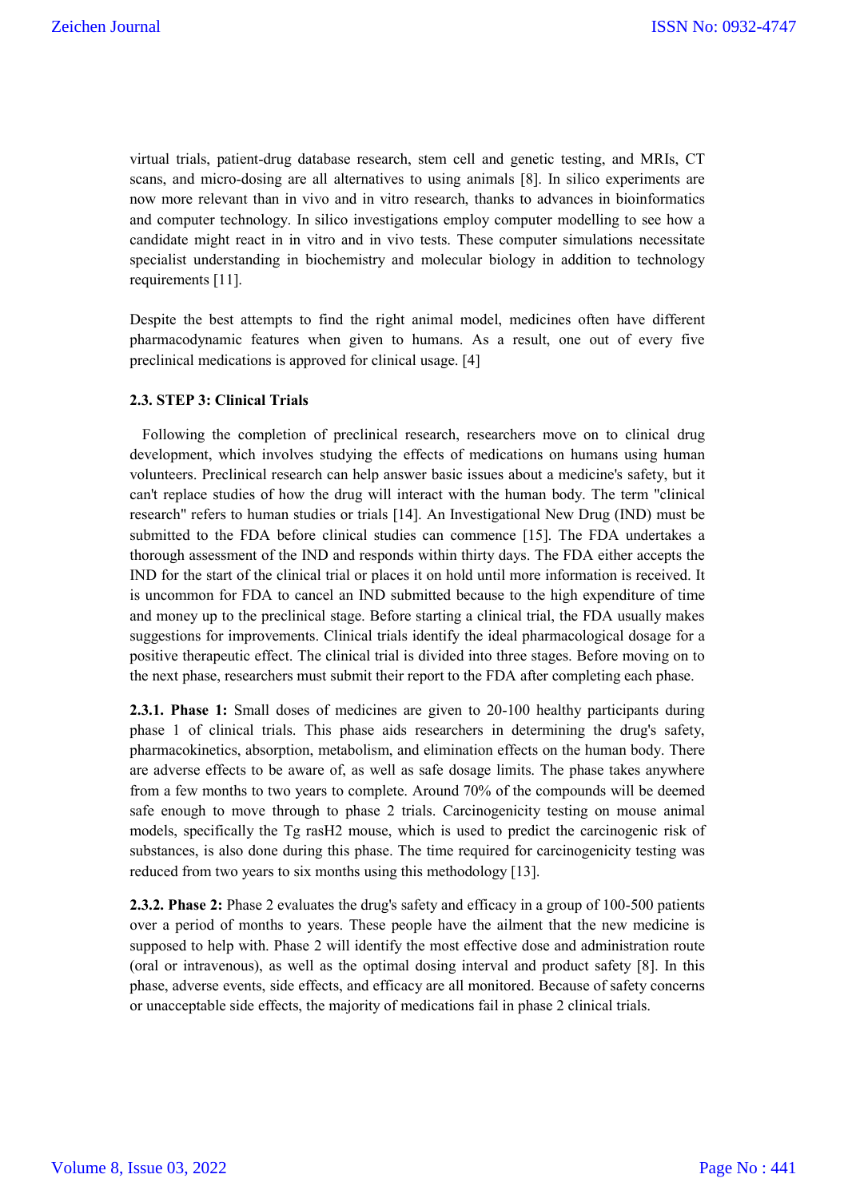virtual trials, patient-drug database research, stem cell and genetic testing, and MRIs, CT scans, and micro-dosing are all alternatives to using animals [8]. In silico experiments are now more relevant than in vivo and in vitro research, thanks to advances in bioinformatics and computer technology. In silico investigations employ computer modelling to see how a candidate might react in in vitro and in vivo tests. These computer simulations necessitate specialist understanding in biochemistry and molecular biology in addition to technology requirements [11].

Despite the best attempts to find the right animal model, medicines often have different pharmacodynamic features when given to humans. As a result, one out of every five preclinical medications is approved for clinical usage. [4]

### 2.3. STEP 3: Clinical Trials

Following the completion of preclinical research, researchers move on to clinical drug development, which involves studying the effects of medications on humans using human volunteers. Preclinical research can help answer basic issues about a medicine's safety, but it can't replace studies of how the drug will interact with the human body. The term "clinical research" refers to human studies or trials [14]. An Investigational New Drug (IND) must be submitted to the FDA before clinical studies can commence [15]. The FDA undertakes a thorough assessment of the IND and responds within thirty days. The FDA either accepts the IND for the start of the clinical trial or places it on hold until more information is received. It is uncommon for FDA to cancel an IND submitted because to the high expenditure of time and money up to the preclinical stage. Before starting a clinical trial, the FDA usually makes suggestions for improvements. Clinical trials identify the ideal pharmacological dosage for a positive therapeutic effect. The clinical trial is divided into three stages. Before moving on to the next phase, researchers must submit their report to the FDA after completing each phase.

**2.3.1. Phase 1:** Small doses of medicines are given to 20-100 healthy participants during phase 1 of clinical trials. This phase aids researchers in determining the drug's safety, pharmacokinetics, absorption, metabolism, and elimination effects on the human body. There are adverse effects to be aware of, as well as safe dosage limits. The phase takes anywhere from a few months to two years to complete. Around 70% of the compounds will be deemed safe enough to move through to phase 2 trials. Carcinogenicity testing on mouse animal models, specifically the Tg rasH2 mouse, which is used to predict the carcinogenic risk of substances, is also done during this phase. The time required for carcinogenicity testing was reduced from two years to six months using this methodology [13].

**2.3.2. Phase 2:** Phase 2 evaluates the drug's safety and efficacy in a group of 100-500 patients over a period of months to years. These people have the ailment that the new medicine is supposed to help with. Phase 2 will identify the most effective dose and administration route (oral or intravenous), as well as the optimal dosing interval and product safety [8]. In this phase, adverse events, side effects, and efficacy are all monitored. Because of safety concerns or unacceptable side effects, the majority of medications fail in phase 2 clinical trials.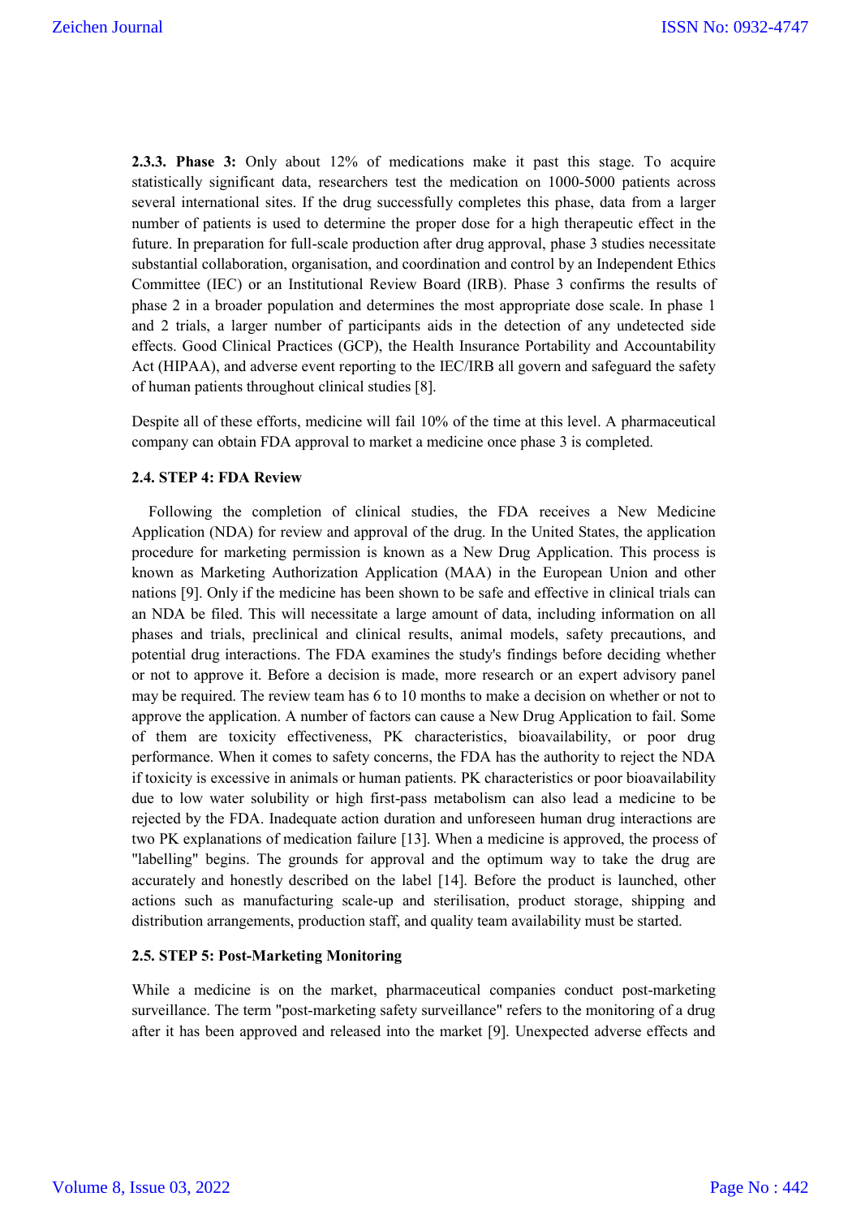**2.3.3. Phase 3:** Only about 12% of medications make it past this stage. To acquire statistically significant data, researchers test the medication on 1000-5000 patients across several international sites. If the drug successfully completes this phase, data from a larger number of patients is used to determine the proper dose for a high therapeutic effect in the future. In preparation for full-scale production after drug approval, phase 3 studies necessitate substantial collaboration, organisation, and coordination and control by an Independent Ethics Committee (IEC) or an Institutional Review Board (IRB). Phase 3 confirms the results of phase 2 in a broader population and determines the most appropriate dose scale. In phase 1 and 2 trials, a larger number of participants aids in the detection of any undetected side effects. Good Clinical Practices (GCP), the Health Insurance Portability and Accountability Act (HIPAA), and adverse event reporting to the IEC/IRB all govern and safeguard the safety of human patients throughout clinical studies [8].

Despite all of these efforts, medicine will fail 10% of the time at this level. A pharmaceutical company can obtain FDA approval to market a medicine once phase 3 is completed.

## 2.4. STEP 4: FDA Review

Following the completion of clinical studies, the FDA receives a New Medicine Application (NDA) for review and approval of the drug. In the United States, the application procedure for marketing permission is known as a New Drug Application. This process is known as Marketing Authorization Application (MAA) in the European Union and other nations [9]. Only if the medicine has been shown to be safe and effective in clinical trials can an NDA be filed. This will necessitate a large amount of data, including information on all phases and trials, preclinical and clinical results, animal models, safety precautions, and potential drug interactions. The FDA examines the study's findings before deciding whether or not to approve it. Before a decision is made, more research or an expert advisory panel may be required. The review team has 6 to 10 months to make a decision on whether or not to approve the application. A number of factors can cause a New Drug Application to fail. Some of them are toxicity effectiveness, PK characteristics, bioavailability, or poor drug performance. When it comes to safety concerns, the FDA has the authority to reject the NDA if toxicity is excessive in animals or human patients. PK characteristics or poor bioavailability due to low water solubility or high first-pass metabolism can also lead a medicine to be rejected by the FDA. Inadequate action duration and unforeseen human drug interactions are two PK explanations of medication failure [13]. When a medicine is approved, the process of "labelling" begins. The grounds for approval and the optimum way to take the drug are accurately and honestly described on the label [14]. Before the product is launched, other actions such as manufacturing scale-up and sterilisation, product storage, shipping and distribution arrangements, production staff, and quality team availability must be started.

## 2.5. STEP 5: Post-Marketing Monitoring

While a medicine is on the market, pharmaceutical companies conduct post-marketing surveillance. The term "post-marketing safety surveillance" refers to the monitoring of a drug after it has been approved and released into the market [9]. Unexpected adverse effects and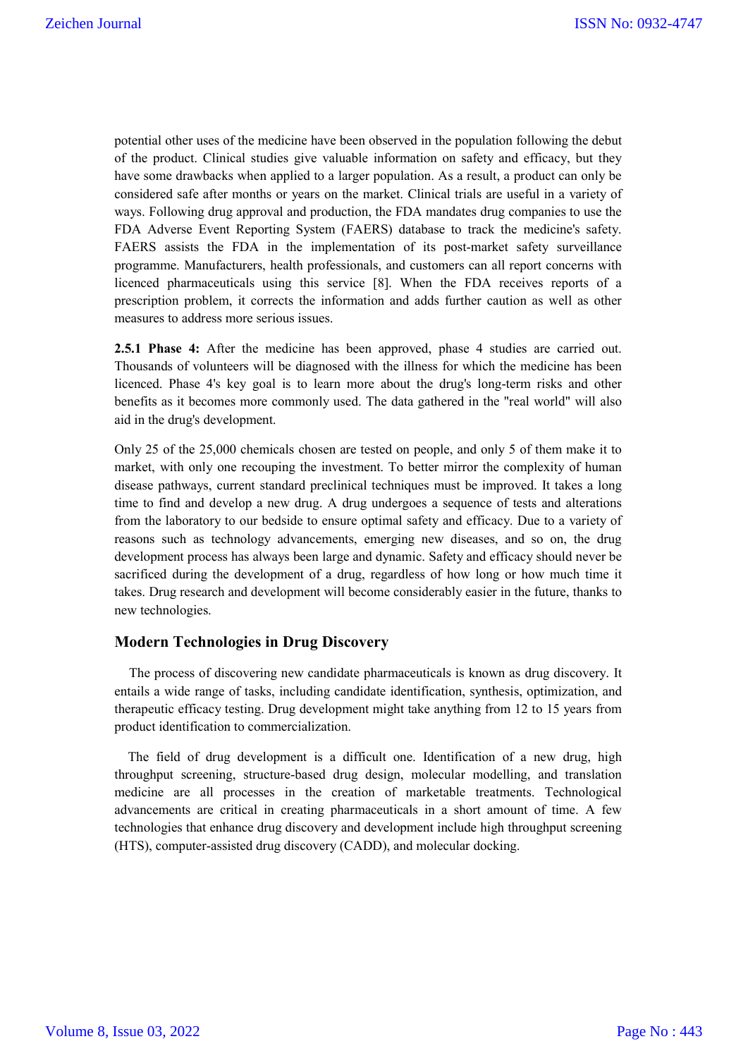potential other uses of the medicine have been observed in the population following the debut of the product. Clinical studies give valuable information on safety and efficacy, but they have some drawbacks when applied to a larger population. As a result, a product can only be considered safe after months or years on the market. Clinical trials are useful in a variety of ways. Following drug approval and production, the FDA mandates drug companies to use the FDA Adverse Event Reporting System (FAERS) database to track the medicine's safety. FAERS assists the FDA in the implementation of its post-market safety surveillance programme. Manufacturers, health professionals, and customers can all report concerns with licenced pharmaceuticals using this service [8]. When the FDA receives reports of a prescription problem, it corrects the information and adds further caution as well as other measures to address more serious issues.

**2.5.1 Phase 4:** After the medicine has been approved, phase 4 studies are carried out. Thousands of volunteers will be diagnosed with the illness for which the medicine has been licenced. Phase 4's key goal is to learn more about the drug's long-term risks and other benefits as it becomes more commonly used. The data gathered in the "real world" will also aid in the drug's development.

Only 25 of the 25,000 chemicals chosen are tested on people, and only 5 of them make it to market, with only one recouping the investment. To better mirror the complexity of human disease pathways, current standard preclinical techniques must be improved. It takes a long time to find and develop a new drug. A drug undergoes a sequence of tests and alterations from the laboratory to our bedside to ensure optimal safety and efficacy. Due to a variety of reasons such as technology advancements, emerging new diseases, and so on, the drug development process has always been large and dynamic. Safety and efficacy should never be sacrificed during the development of a drug, regardless of how long or how much time it takes. Drug research and development will become considerably easier in the future, thanks to new technologies.

## Modern Technologies in Drug Discovery

The process of discovering new candidate pharmaceuticals is known as drug discovery. It entails a wide range of tasks, including candidate identification, synthesis, optimization, and therapeutic efficacy testing. Drug development might take anything from 12 to 15 years from product identification to commercialization.

The field of drug development is a difficult one. Identification of a new drug, high throughput screening, structure-based drug design, molecular modelling, and translation medicine are all processes in the creation of marketable treatments. Technological advancements are critical in creating pharmaceuticals in a short amount of time. A few technologies that enhance drug discovery and development include high throughput screening (HTS), computer-assisted drug discovery (CADD), and molecular docking.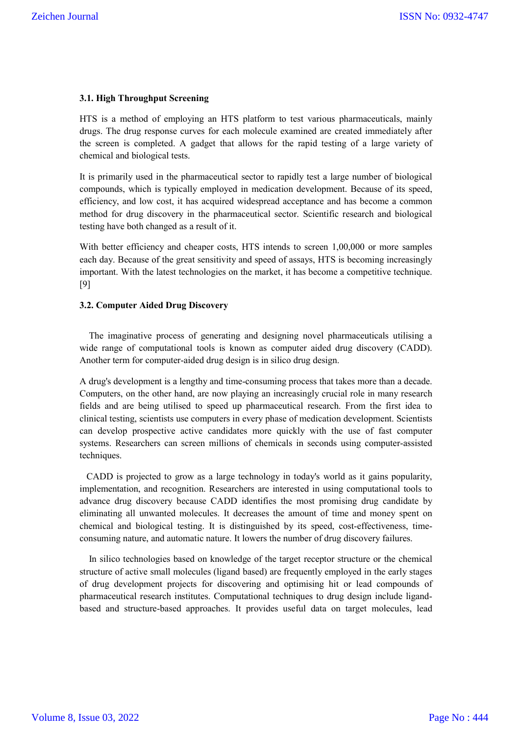### 3.1. High Throughput Screening

HTS is a method of employing an HTS platform to test various pharmaceuticals, mainly drugs. The drug response curves for each molecule examined are created immediately after the screen is completed. A gadget that allows for the rapid testing of a large variety of chemical and biological tests.

It is primarily used in the pharmaceutical sector to rapidly test a large number of biological compounds, which is typically employed in medication development. Because of its speed, efficiency, and low cost, it has acquired widespread acceptance and has become a common method for drug discovery in the pharmaceutical sector. Scientific research and biological testing have both changed as a result of it.

With better efficiency and cheaper costs, HTS intends to screen 1,00,000 or more samples each day. Because of the great sensitivity and speed of assays, HTS is becoming increasingly important. With the latest technologies on the market, it has become a competitive technique. [9]

### 3.2. Computer Aided Drug Discovery

The imaginative process of generating and designing novel pharmaceuticals utilising a wide range of computational tools is known as computer aided drug discovery (CADD). Another term for computer-aided drug design is in silico drug design.

A drug's development is a lengthy and time-consuming process that takes more than a decade. Computers, on the other hand, are now playing an increasingly crucial role in many research fields and are being utilised to speed up pharmaceutical research. From the first idea to clinical testing, scientists use computers in every phase of medication development. Scientists can develop prospective active candidates more quickly with the use of fast computer systems. Researchers can screen millions of chemicals in seconds using computer-assisted techniques.

CADD is projected to grow as a large technology in today's world as it gains popularity, implementation, and recognition. Researchers are interested in using computational tools to advance drug discovery because CADD identifies the most promising drug candidate by eliminating all unwanted molecules. It decreases the amount of time and money spent on chemical and biological testing. It is distinguished by its speed, cost-effectiveness, time-consuming nature, and automatic nature. It lowers the number of drug discovery failures.

In silico technologies based on knowledge of the target receptor structure or the chemical structure of active small molecules (ligand based) are frequently employed in the early stages of drug development projects for discovering and optimising hit or lead compounds of pharmaceutical research institutes. Computational techniques to drug design include ligand-based and structure-based approaches. It provides useful data on target molecules, lead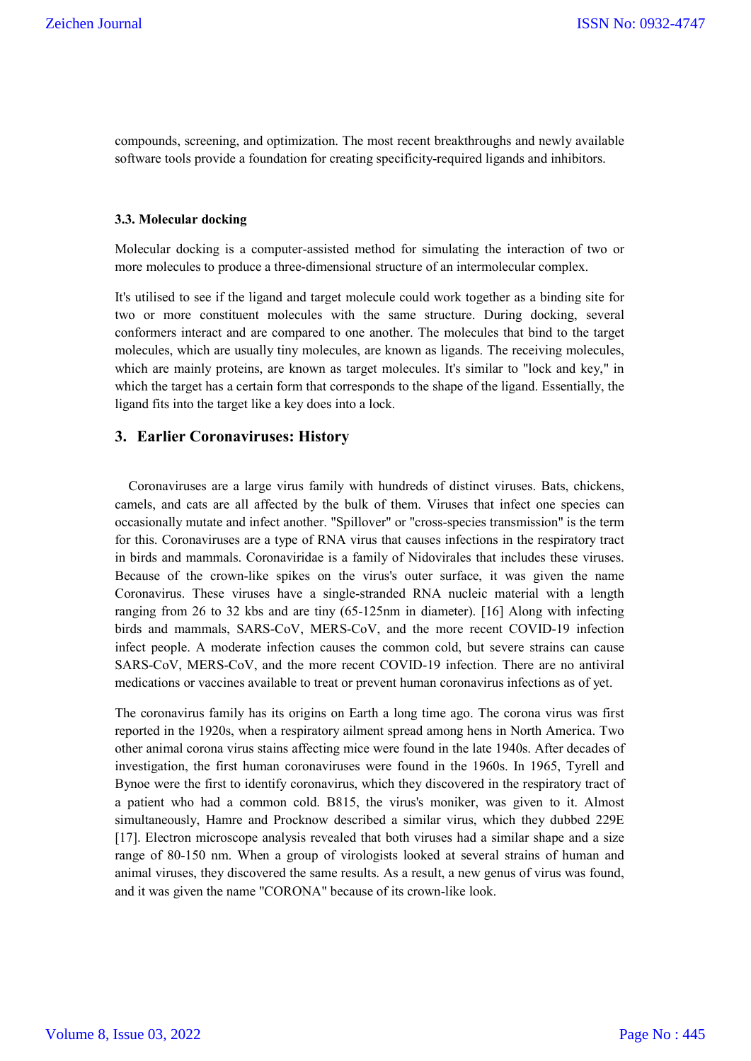compounds, screening, and optimization. The most recent breakthroughs and newly available software tools provide a foundation for creating specificity-required ligands and inhibitors.

### 3.3. Molecular docking

Molecular docking is a computer-assisted method for simulating the interaction of two or more molecules to produce a three-dimensional structure of an intermolecular complex.

It's utilised to see if the ligand and target molecule could work together as a binding site for two or more constituent molecules with the same structure. During docking, several conformers interact and are compared to one another. The molecules that bind to the target molecules, which are usually tiny molecules, are known as ligands. The receiving molecules, which are mainly proteins, are known as target molecules. It's similar to "lock and key," in which the target has a certain form that corresponds to the shape of the ligand. Essentially, the ligand fits into the target like a key does into a lock.

## 3. Earlier Coronaviruses: History

Coronaviruses are a large virus family with hundreds of distinct viruses. Bats, chickens, camels, and cats are all affected by the bulk of them. Viruses that infect one species can occasionally mutate and infect another. "Spillover" or "cross-species transmission" is the term for this. Coronaviruses are a type of RNA virus that causes infections in the respiratory tract in birds and mammals. Coronaviridae is a family of Nidovirales that includes these viruses. Because of the crown-like spikes on the virus's outer surface, it was given the name Coronavirus. These viruses have a single-stranded RNA nucleic material with a length ranging from 26 to 32 kbs and are tiny (65-125nm in diameter). [16] Along with infecting birds and mammals, SARS-CoV, MERS-CoV, and the more recent COVID-19 infection infect people. A moderate infection causes the common cold, but severe strains can cause SARS-CoV, MERS-CoV, and the more recent COVID-19 infection. There are no antiviral medications or vaccines available to treat or prevent human coronavirus infections as of yet.

The coronavirus family has its origins on Earth a long time ago. The corona virus was first reported in the 1920s, when a respiratory ailment spread among hens in North America. Two other animal corona virus stains affecting mice were found in the late 1940s. After decades of investigation, the first human coronaviruses were found in the 1960s. In 1965, Tyrell and Bynoe were the first to identify coronavirus, which they discovered in the respiratory tract of a patient who had a common cold. B815, the virus's moniker, was given to it. Almost simultaneously, Hamre and Procknow described a similar virus, which they dubbed 229E [17]. Electron microscope analysis revealed that both viruses had a similar shape and a size range of 80-150 nm. When a group of virologists looked at several strains of human and animal viruses, they discovered the same results. As a result, a new genus of virus was found, and it was given the name "CORONA" because of its crown-like look.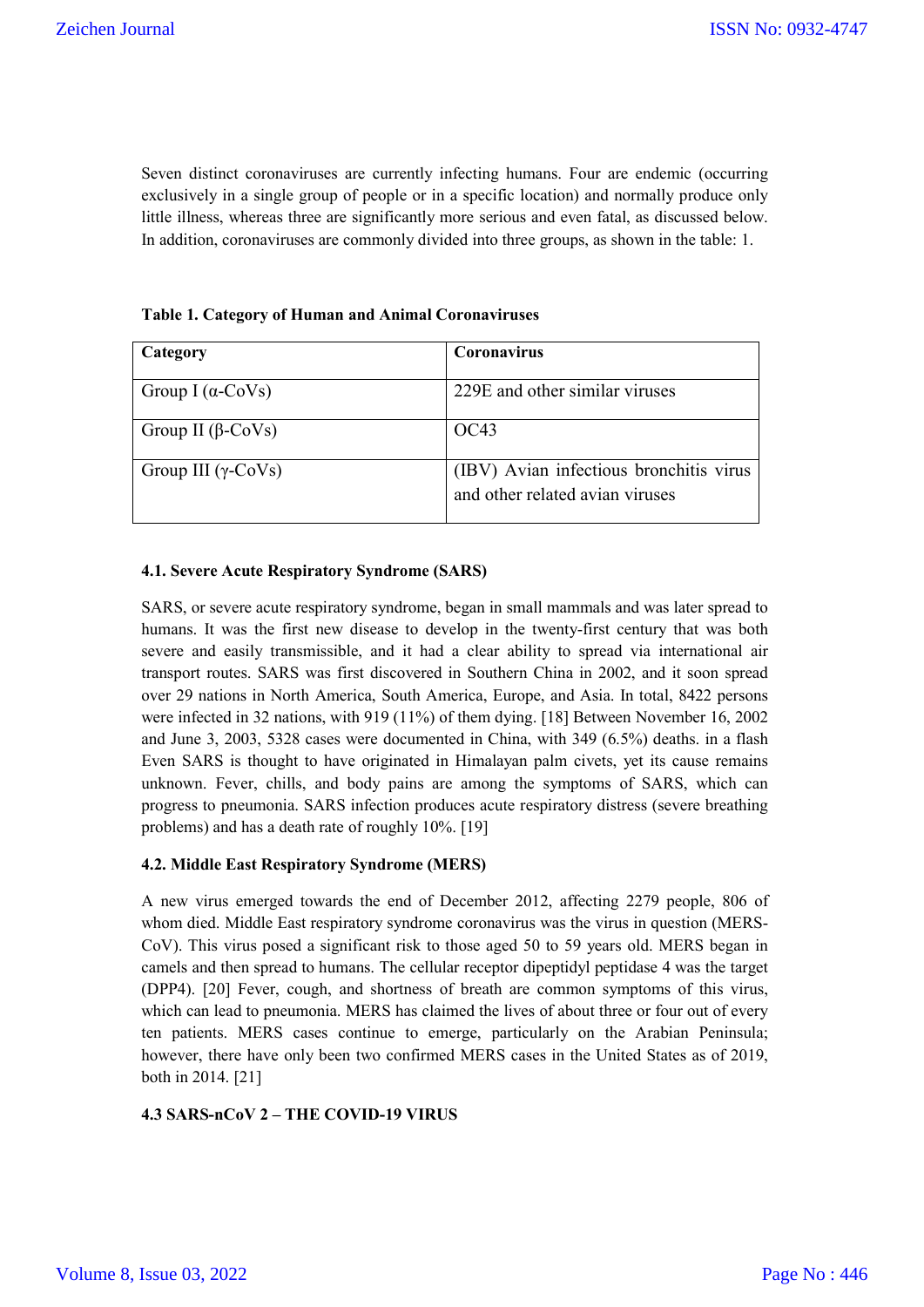Seven distinct coronaviruses are currently infecting humans. Four are endemic (occurring exclusively in a single group of people or in a specific location) and normally produce only little illness, whereas three are significantly more serious and even fatal, as discussed below. In addition, coronaviruses are commonly divided into three groups, as shown in the table: 1.

**Table 1. Category of Human and Animal Coronaviruses**

| Category | Coronavirus |
|---|---|
| Group I (α-CoVs) | 229E and other similar viruses |
| Group II (β-CoVs) | OC43 |
| Group III (γ-CoVs) | (IBV) Avian infectious bronchitis virus and other related avian viruses |

#### 4.1. Severe Acute Respiratory Syndrome (SARS)

SARS, or severe acute respiratory syndrome, began in small mammals and was later spread to humans. It was the first new disease to develop in the twenty-first century that was both severe and easily transmissible, and it had a clear ability to spread via international air transport routes. SARS was first discovered in Southern China in 2002, and it soon spread over 29 nations in North America, South America, Europe, and Asia. In total, 8422 persons were infected in 32 nations, with 919 (11%) of them dying. [18] Between November 16, 2002 and June 3, 2003, 5328 cases were documented in China, with 349 (6.5%) deaths. in a flash Even SARS is thought to have originated in Himalayan palm civets, yet its cause remains unknown. Fever, chills, and body pains are among the symptoms of SARS, which can progress to pneumonia. SARS infection produces acute respiratory distress (severe breathing problems) and has a death rate of roughly 10%. [19]

#### 4.2. Middle East Respiratory Syndrome (MERS)

A new virus emerged towards the end of December 2012, affecting 2279 people, 806 of whom died. Middle East respiratory syndrome coronavirus was the virus in question (MERS-CoV). This virus posed a significant risk to those aged 50 to 59 years old. MERS began in camels and then spread to humans. The cellular receptor dipeptidyl peptidase 4 was the target (DPP4). [20] Fever, cough, and shortness of breath are common symptoms of this virus, which can lead to pneumonia. MERS has claimed the lives of about three or four out of every ten patients. MERS cases continue to emerge, particularly on the Arabian Peninsula; however, there have only been two confirmed MERS cases in the United States as of 2019, both in 2014. [21]

#### 4.3 SARS-nCoV 2 – THE COVID-19 VIRUS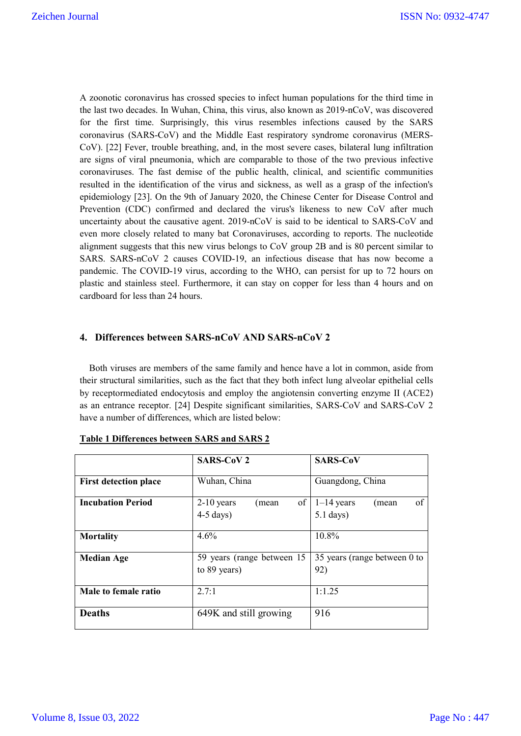A zoonotic coronavirus has crossed species to infect human populations for the third time in the last two decades. In Wuhan, China, this virus, also known as 2019-nCoV, was discovered for the first time. Surprisingly, this virus resembles infections caused by the SARS coronavirus (SARS-CoV) and the Middle East respiratory syndrome coronavirus (MERS-CoV). [22] Fever, trouble breathing, and, in the most severe cases, bilateral lung infiltration are signs of viral pneumonia, which are comparable to those of the two previous infective coronaviruses. The fast demise of the public health, clinical, and scientific communities resulted in the identification of the virus and sickness, as well as a grasp of the infection's epidemiology [23]. On the 9th of January 2020, the Chinese Center for Disease Control and Prevention (CDC) confirmed and declared the virus's likeness to new CoV after much uncertainty about the causative agent. 2019-nCoV is said to be identical to SARS-CoV and even more closely related to many bat Coronaviruses, according to reports. The nucleotide alignment suggests that this new virus belongs to CoV group 2B and is 80 percent similar to SARS. SARS-nCoV 2 causes COVID-19, an infectious disease that has now become a pandemic. The COVID-19 virus, according to the WHO, can persist for up to 72 hours on plastic and stainless steel. Furthermore, it can stay on copper for less than 4 hours and on cardboard for less than 24 hours.

## 4. Differences between SARS-nCoV AND SARS-nCoV 2

Both viruses are members of the same family and hence have a lot in common, aside from their structural similarities, such as the fact that they both infect lung alveolar epithelial cells by receptormediated endocytosis and employ the angiotensin converting enzyme II (ACE2) as an entrance receptor. [24] Despite significant similarities, SARS-CoV and SARS-CoV 2 have a number of differences, which are listed below:

**Table 1 Differences between SARS and SARS 2**

| | **SARS-CoV 2** | **SARS-CoV** |
|---|---|---|
| **First detection place** | Wuhan, China | Guangdong, China |
| **Incubation Period** | 2-10 years (mean of 4-5 days) | 1–14 years (mean of 5.1 days) |
| **Mortality** | 4.6% | 10.8% |
| **Median Age** | 59 years (range between 15 to 89 years) | 35 years (range between 0 to 92) |
| **Male to female ratio** | 2.7:1 | 1:1.25 |
| **Deaths** | 649K and still growing | 916 |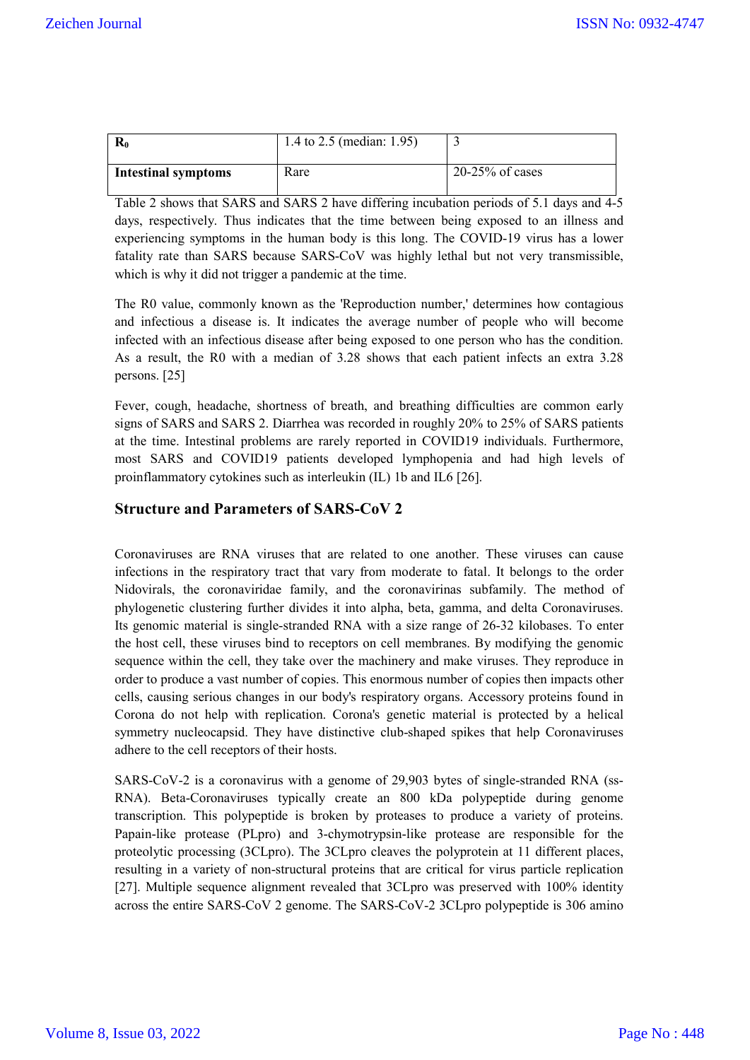| | | |
|---|---|---|
| **$R_0$** | 1.4 to 2.5 (median: 1.95) | 3 |
| **Intestinal symptoms** | Rare | 20-25% of cases |

Table 2 shows that SARS and SARS 2 have differing incubation periods of 5.1 days and 4-5 days, respectively. Thus indicates that the time between being exposed to an illness and experiencing symptoms in the human body is this long. The COVID-19 virus has a lower fatality rate than SARS because SARS-CoV was highly lethal but not very transmissible, which is why it did not trigger a pandemic at the time.

The R0 value, commonly known as the 'Reproduction number,' determines how contagious and infectious a disease is. It indicates the average number of people who will become infected with an infectious disease after being exposed to one person who has the condition. As a result, the R0 with a median of 3.28 shows that each patient infects an extra 3.28 persons. [25]

Fever, cough, headache, shortness of breath, and breathing difficulties are common early signs of SARS and SARS 2. Diarrhea was recorded in roughly 20% to 25% of SARS patients at the time. Intestinal problems are rarely reported in COVID19 individuals. Furthermore, most SARS and COVID19 patients developed lymphopenia and had high levels of proinflammatory cytokines such as interleukin (IL) 1b and IL6 [26].

## Structure and Parameters of SARS-CoV 2

Coronaviruses are RNA viruses that are related to one another. These viruses can cause infections in the respiratory tract that vary from moderate to fatal. It belongs to the order Nidovirals, the coronaviridae family, and the coronavirinas subfamily. The method of phylogenetic clustering further divides it into alpha, beta, gamma, and delta Coronaviruses. Its genomic material is single-stranded RNA with a size range of 26-32 kilobases. To enter the host cell, these viruses bind to receptors on cell membranes. By modifying the genomic sequence within the cell, they take over the machinery and make viruses. They reproduce in order to produce a vast number of copies. This enormous number of copies then impacts other cells, causing serious changes in our body's respiratory organs. Accessory proteins found in Corona do not help with replication. Corona's genetic material is protected by a helical symmetry nucleocapsid. They have distinctive club-shaped spikes that help Coronaviruses adhere to the cell receptors of their hosts.

SARS-CoV-2 is a coronavirus with a genome of 29,903 bytes of single-stranded RNA (ss-RNA). Beta-Coronaviruses typically create an 800 kDa polypeptide during genome transcription. This polypeptide is broken by proteases to produce a variety of proteins. Papain-like protease (PLpro) and 3-chymotrypsin-like protease are responsible for the proteolytic processing (3CLpro). The 3CLpro cleaves the polyprotein at 11 different places, resulting in a variety of non-structural proteins that are critical for virus particle replication [27]. Multiple sequence alignment revealed that 3CLpro was preserved with 100% identity across the entire SARS-CoV 2 genome. The SARS-CoV-2 3CLpro polypeptide is 306 amino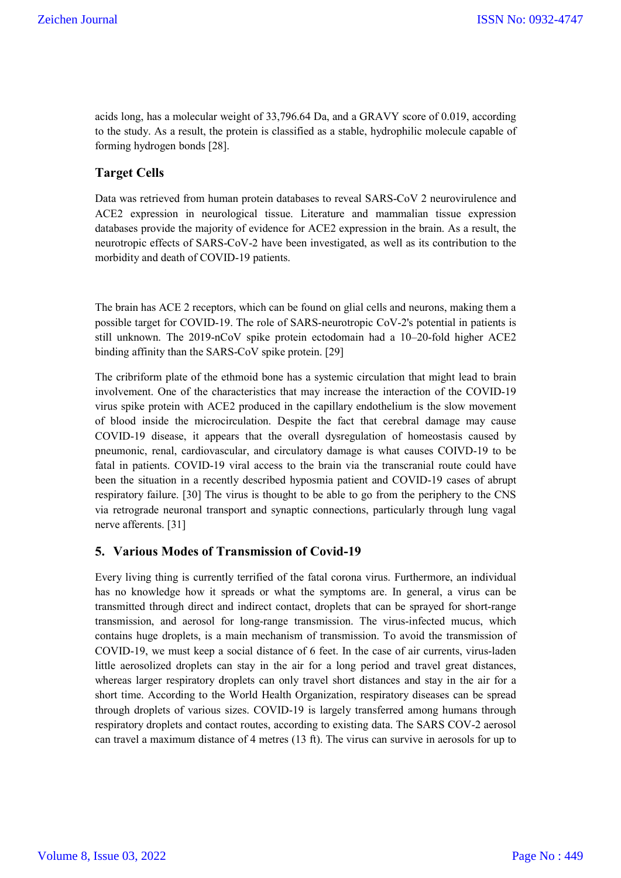acids long, has a molecular weight of 33,796.64 Da, and a GRAVY score of 0.019, according to the study. As a result, the protein is classified as a stable, hydrophilic molecule capable of forming hydrogen bonds [28].

### Target Cells

Data was retrieved from human protein databases to reveal SARS-CoV 2 neurovirulence and ACE2 expression in neurological tissue. Literature and mammalian tissue expression databases provide the majority of evidence for ACE2 expression in the brain. As a result, the neurotropic effects of SARS-CoV-2 have been investigated, as well as its contribution to the morbidity and death of COVID-19 patients.

The brain has ACE 2 receptors, which can be found on glial cells and neurons, making them a possible target for COVID-19. The role of SARS-neurotropic CoV-2's potential in patients is still unknown. The 2019-nCoV spike protein ectodomain had a 10–20-fold higher ACE2 binding affinity than the SARS-CoV spike protein. [29]

The cribriform plate of the ethmoid bone has a systemic circulation that might lead to brain involvement. One of the characteristics that may increase the interaction of the COVID-19 virus spike protein with ACE2 produced in the capillary endothelium is the slow movement of blood inside the microcirculation. Despite the fact that cerebral damage may cause COVID-19 disease, it appears that the overall dysregulation of homeostasis caused by pneumonic, renal, cardiovascular, and circulatory damage is what causes COIVD-19 to be fatal in patients. COVID-19 viral access to the brain via the transcranial route could have been the situation in a recently described hyposmia patient and COVID-19 cases of abrupt respiratory failure. [30] The virus is thought to be able to go from the periphery to the CNS via retrograde neuronal transport and synaptic connections, particularly through lung vagal nerve afferents. [31]

## 5. Various Modes of Transmission of Covid-19

Every living thing is currently terrified of the fatal corona virus. Furthermore, an individual has no knowledge how it spreads or what the symptoms are. In general, a virus can be transmitted through direct and indirect contact, droplets that can be sprayed for short-range transmission, and aerosol for long-range transmission. The virus-infected mucus, which contains huge droplets, is a main mechanism of transmission. To avoid the transmission of COVID-19, we must keep a social distance of 6 feet. In the case of air currents, virus-laden little aerosolized droplets can stay in the air for a long period and travel great distances, whereas larger respiratory droplets can only travel short distances and stay in the air for a short time. According to the World Health Organization, respiratory diseases can be spread through droplets of various sizes. COVID-19 is largely transferred among humans through respiratory droplets and contact routes, according to existing data. The SARS COV-2 aerosol can travel a maximum distance of 4 metres (13 ft). The virus can survive in aerosols for up to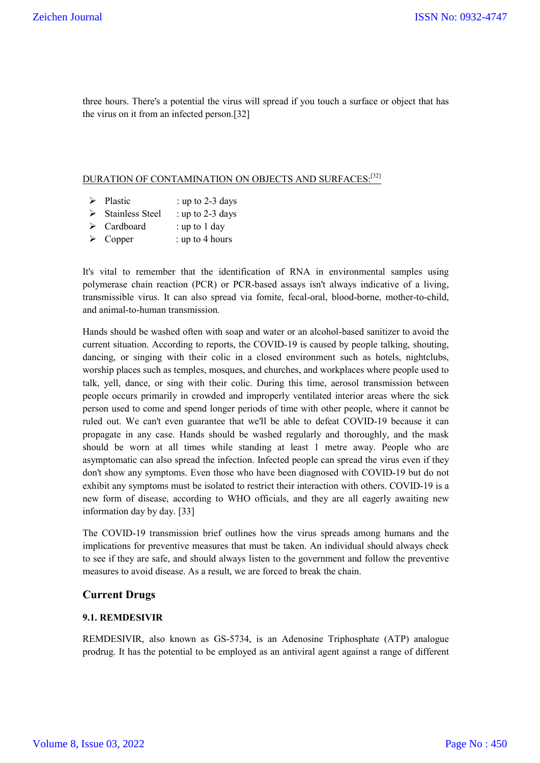three hours. There's a potential the virus will spread if you touch a surface or object that has the virus on it from an infected person.[32]

DURATION OF CONTAMINATION ON OBJECTS AND SURFACES:[32]

- Plastic : up to 2-3 days
- Stainless Steel : up to 2-3 days
- Cardboard : up to 1 day
- Copper : up to 4 hours

It's vital to remember that the identification of RNA in environmental samples using polymerase chain reaction (PCR) or PCR-based assays isn't always indicative of a living, transmissible virus. It can also spread via fomite, fecal-oral, blood-borne, mother-to-child, and animal-to-human transmission.

Hands should be washed often with soap and water or an alcohol-based sanitizer to avoid the current situation. According to reports, the COVID-19 is caused by people talking, shouting, dancing, or singing with their colic in a closed environment such as hotels, nightclubs, worship places such as temples, mosques, and churches, and workplaces where people used to talk, yell, dance, or sing with their colic. During this time, aerosol transmission between people occurs primarily in crowded and improperly ventilated interior areas where the sick person used to come and spend longer periods of time with other people, where it cannot be ruled out. We can't even guarantee that we'll be able to defeat COVID-19 because it can propagate in any case. Hands should be washed regularly and thoroughly, and the mask should be worn at all times while standing at least 1 metre away. People who are asymptomatic can also spread the infection. Infected people can spread the virus even if they don't show any symptoms. Even those who have been diagnosed with COVID-19 but do not exhibit any symptoms must be isolated to restrict their interaction with others. COVID-19 is a new form of disease, according to WHO officials, and they are all eagerly awaiting new information day by day. [33]

The COVID-19 transmission brief outlines how the virus spreads among humans and the implications for preventive measures that must be taken. An individual should always check to see if they are safe, and should always listen to the government and follow the preventive measures to avoid disease. As a result, we are forced to break the chain.

## Current Drugs

### 9.1. REMDESIVIR

REMDESIVIR, also known as GS-5734, is an Adenosine Triphosphate (ATP) analogue prodrug. It has the potential to be employed as an antiviral agent against a range of different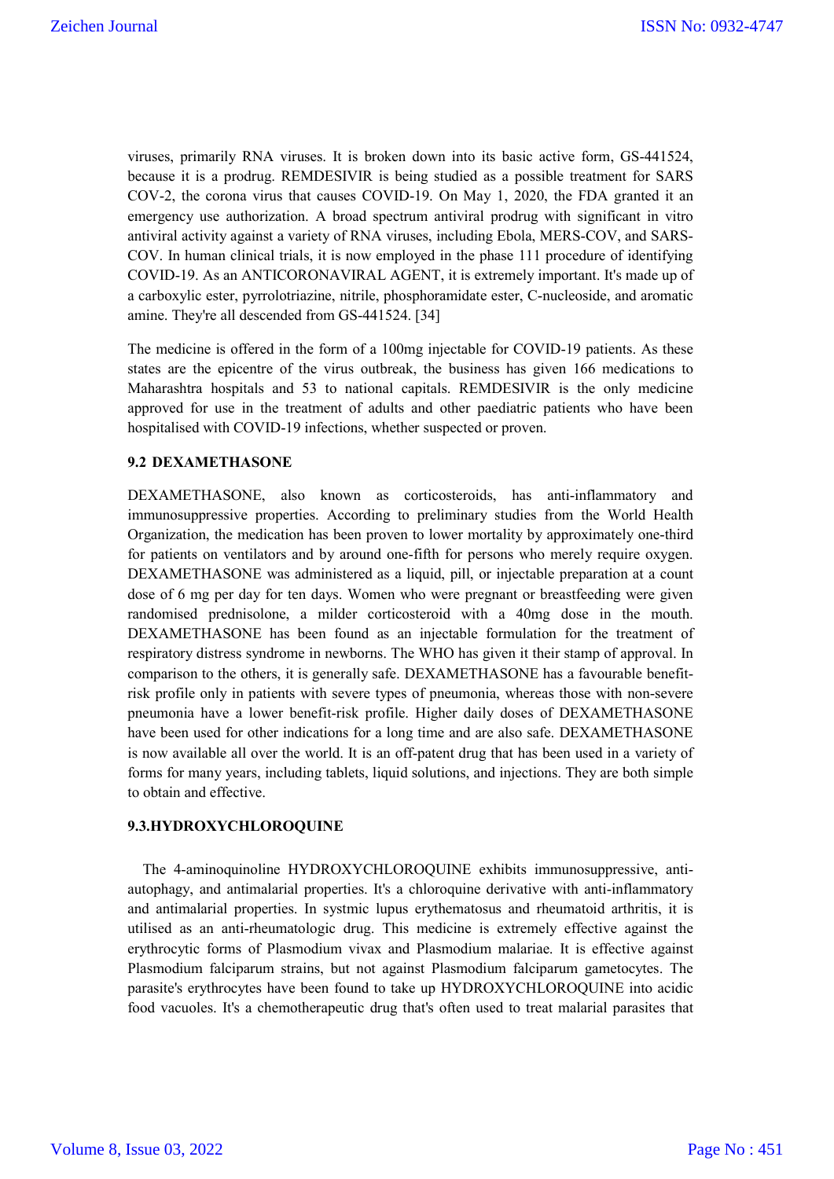viruses, primarily RNA viruses. It is broken down into its basic active form, GS-441524, because it is a prodrug. REMDESIVIR is being studied as a possible treatment for SARS COV-2, the corona virus that causes COVID-19. On May 1, 2020, the FDA granted it an emergency use authorization. A broad spectrum antiviral prodrug with significant in vitro antiviral activity against a variety of RNA viruses, including Ebola, MERS-COV, and SARS-COV. In human clinical trials, it is now employed in the phase 111 procedure of identifying COVID-19. As an ANTICORONAVIRAL AGENT, it is extremely important. It's made up of a carboxylic ester, pyrrolotriazine, nitrile, phosphoramidate ester, C-nucleoside, and aromatic amine. They're all descended from GS-441524. [34]

The medicine is offered in the form of a 100mg injectable for COVID-19 patients. As these states are the epicentre of the virus outbreak, the business has given 166 medications to Maharashtra hospitals and 53 to national capitals. REMDESIVIR is the only medicine approved for use in the treatment of adults and other paediatric patients who have been hospitalised with COVID-19 infections, whether suspected or proven.

### 9.2 DEXAMETHASONE

DEXAMETHASONE, also known as corticosteroids, has anti-inflammatory and immunosuppressive properties. According to preliminary studies from the World Health Organization, the medication has been proven to lower mortality by approximately one-third for patients on ventilators and by around one-fifth for persons who merely require oxygen. DEXAMETHASONE was administered as a liquid, pill, or injectable preparation at a count dose of 6 mg per day for ten days. Women who were pregnant or breastfeeding were given randomised prednisolone, a milder corticosteroid with a 40mg dose in the mouth. DEXAMETHASONE has been found as an injectable formulation for the treatment of respiratory distress syndrome in newborns. The WHO has given it their stamp of approval. In comparison to the others, it is generally safe. DEXAMETHASONE has a favourable benefit-risk profile only in patients with severe types of pneumonia, whereas those with non-severe pneumonia have a lower benefit-risk profile. Higher daily doses of DEXAMETHASONE have been used for other indications for a long time and are also safe. DEXAMETHASONE is now available all over the world. It is an off-patent drug that has been used in a variety of forms for many years, including tablets, liquid solutions, and injections. They are both simple to obtain and effective.

### 9.3.HYDROXYCHLOROQUINE

The 4-aminoquinoline HYDROXYCHLOROQUINE exhibits immunosuppressive, anti-autophagy, and antimalarial properties. It's a chloroquine derivative with anti-inflammatory and antimalarial properties. In systmic lupus erythematosus and rheumatoid arthritis, it is utilised as an anti-rheumatologic drug. This medicine is extremely effective against the erythrocytic forms of Plasmodium vivax and Plasmodium malariae. It is effective against Plasmodium falciparum strains, but not against Plasmodium falciparum gametocytes. The parasite's erythrocytes have been found to take up HYDROXYCHLOROQUINE into acidic food vacuoles. It's a chemotherapeutic drug that's often used to treat malarial parasites that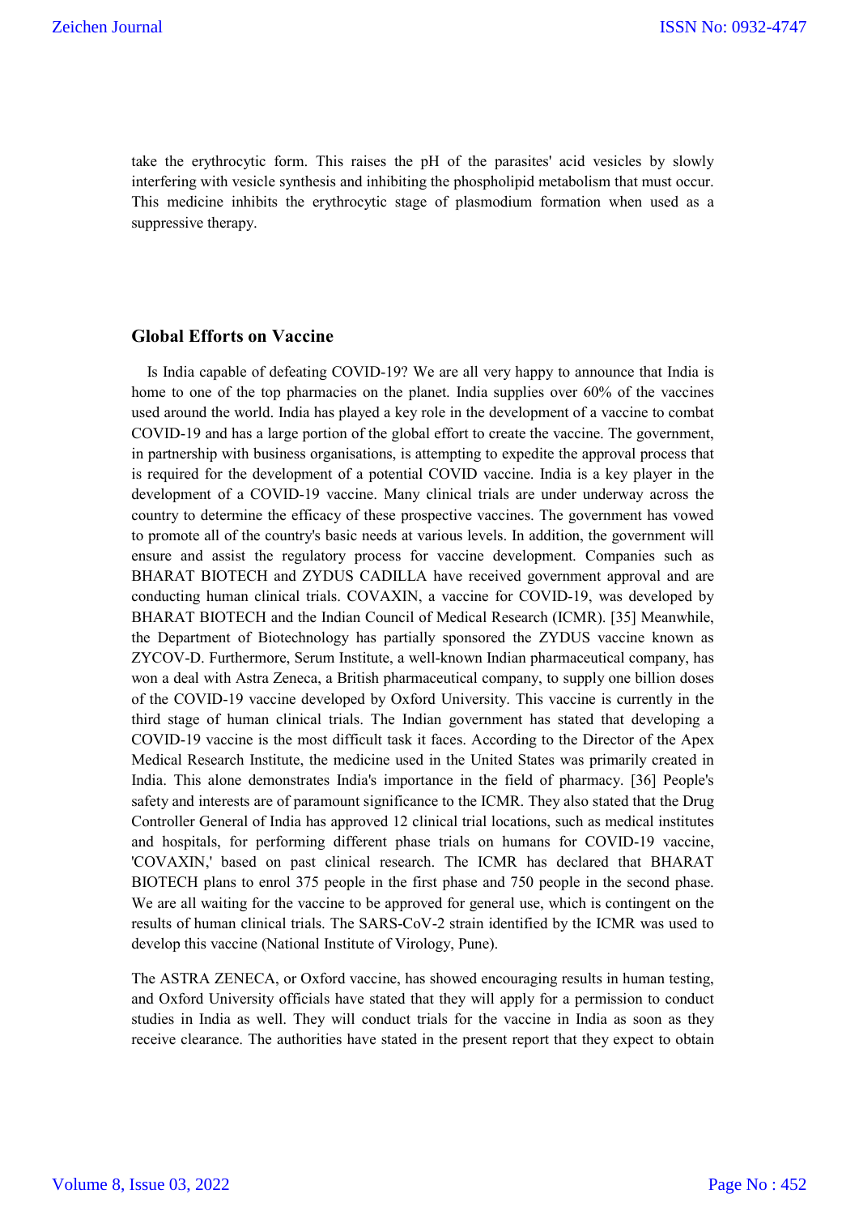take the erythrocytic form. This raises the pH of the parasites' acid vesicles by slowly interfering with vesicle synthesis and inhibiting the phospholipid metabolism that must occur. This medicine inhibits the erythrocytic stage of plasmodium formation when used as a suppressive therapy.

## Global Efforts on Vaccine

Is India capable of defeating COVID-19? We are all very happy to announce that India is home to one of the top pharmacies on the planet. India supplies over 60% of the vaccines used around the world. India has played a key role in the development of a vaccine to combat COVID-19 and has a large portion of the global effort to create the vaccine. The government, in partnership with business organisations, is attempting to expedite the approval process that is required for the development of a potential COVID vaccine. India is a key player in the development of a COVID-19 vaccine. Many clinical trials are under underway across the country to determine the efficacy of these prospective vaccines. The government has vowed to promote all of the country's basic needs at various levels. In addition, the government will ensure and assist the regulatory process for vaccine development. Companies such as BHARAT BIOTECH and ZYDUS CADILLA have received government approval and are conducting human clinical trials. COVAXIN, a vaccine for COVID-19, was developed by BHARAT BIOTECH and the Indian Council of Medical Research (ICMR). [35] Meanwhile, the Department of Biotechnology has partially sponsored the ZYDUS vaccine known as ZYCOV-D. Furthermore, Serum Institute, a well-known Indian pharmaceutical company, has won a deal with Astra Zeneca, a British pharmaceutical company, to supply one billion doses of the COVID-19 vaccine developed by Oxford University. This vaccine is currently in the third stage of human clinical trials. The Indian government has stated that developing a COVID-19 vaccine is the most difficult task it faces. According to the Director of the Apex Medical Research Institute, the medicine used in the United States was primarily created in India. This alone demonstrates India's importance in the field of pharmacy. [36] People's safety and interests are of paramount significance to the ICMR. They also stated that the Drug Controller General of India has approved 12 clinical trial locations, such as medical institutes and hospitals, for performing different phase trials on humans for COVID-19 vaccine, 'COVAXIN,' based on past clinical research. The ICMR has declared that BHARAT BIOTECH plans to enrol 375 people in the first phase and 750 people in the second phase. We are all waiting for the vaccine to be approved for general use, which is contingent on the results of human clinical trials. The SARS-CoV-2 strain identified by the ICMR was used to develop this vaccine (National Institute of Virology, Pune).

The ASTRA ZENECA, or Oxford vaccine, has showed encouraging results in human testing, and Oxford University officials have stated that they will apply for a permission to conduct studies in India as well. They will conduct trials for the vaccine in India as soon as they receive clearance. The authorities have stated in the present report that they expect to obtain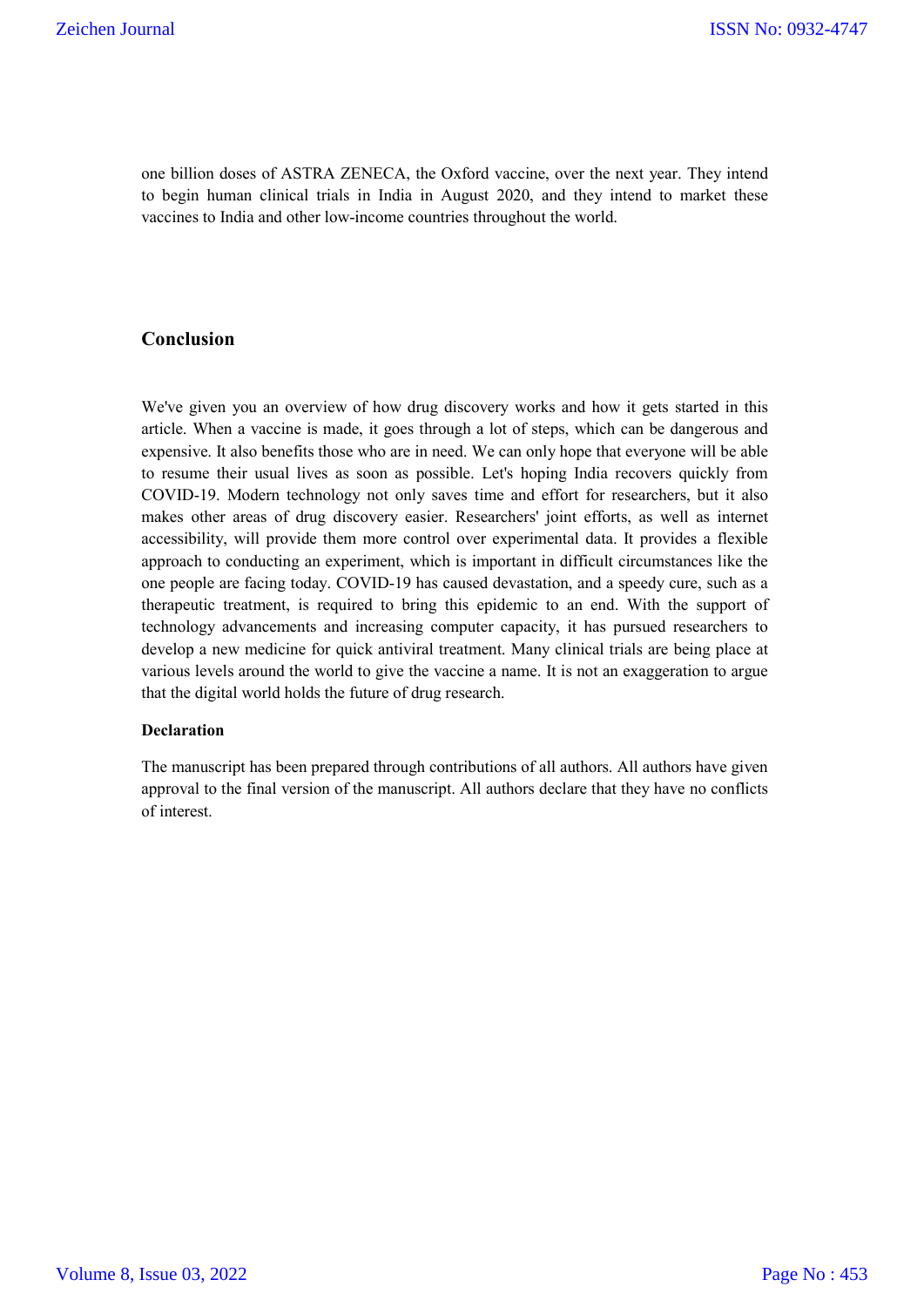one billion doses of ASTRA ZENECA, the Oxford vaccine, over the next year. They intend to begin human clinical trials in India in August 2020, and they intend to market these vaccines to India and other low-income countries throughout the world.

## Conclusion

We've given you an overview of how drug discovery works and how it gets started in this article. When a vaccine is made, it goes through a lot of steps, which can be dangerous and expensive. It also benefits those who are in need. We can only hope that everyone will be able to resume their usual lives as soon as possible. Let's hoping India recovers quickly from COVID-19. Modern technology not only saves time and effort for researchers, but it also makes other areas of drug discovery easier. Researchers' joint efforts, as well as internet accessibility, will provide them more control over experimental data. It provides a flexible approach to conducting an experiment, which is important in difficult circumstances like the one people are facing today. COVID-19 has caused devastation, and a speedy cure, such as a therapeutic treatment, is required to bring this epidemic to an end. With the support of technology advancements and increasing computer capacity, it has pursued researchers to develop a new medicine for quick antiviral treatment. Many clinical trials are being place at various levels around the world to give the vaccine a name. It is not an exaggeration to argue that the digital world holds the future of drug research.

### Declaration

The manuscript has been prepared through contributions of all authors. All authors have given approval to the final version of the manuscript. All authors declare that they have no conflicts of interest.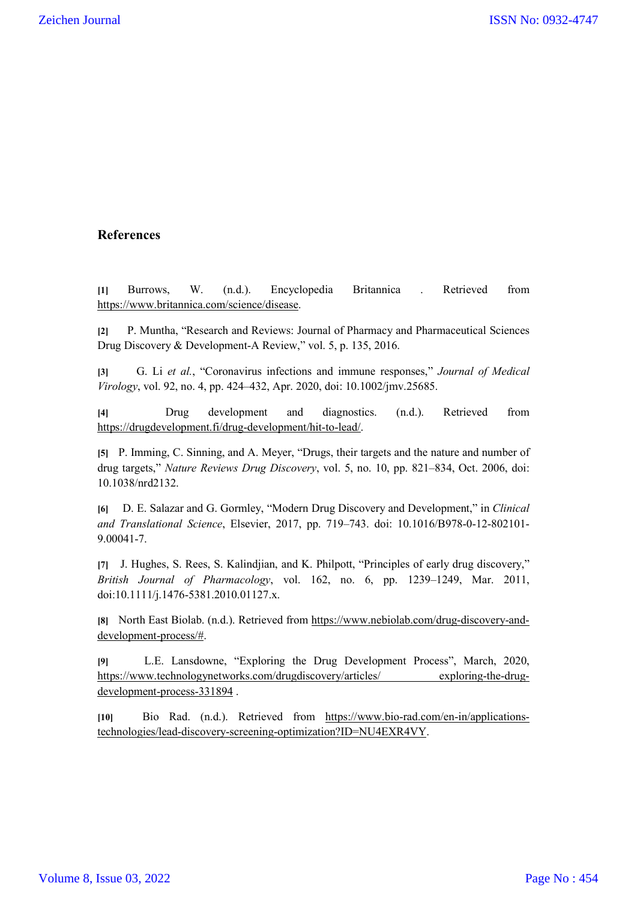## References

[1] Burrows, W. (n.d.). Encyclopedia Britannica . Retrieved from https://www.britannica.com/science/disease.

[2] P. Muntha, "Research and Reviews: Journal of Pharmacy and Pharmaceutical Sciences Drug Discovery & Development-A Review," vol. 5, p. 135, 2016.

[3] G. Li *et al.*, "Coronavirus infections and immune responses," *Journal of Medical Virology*, vol. 92, no. 4, pp. 424–432, Apr. 2020, doi: 10.1002/jmv.25685.

[4] Drug development and diagnostics. (n.d.). Retrieved from https://drugdevelopment.fi/drug-development/hit-to-lead/.

[5] P. Imming, C. Sinning, and A. Meyer, "Drugs, their targets and the nature and number of drug targets," *Nature Reviews Drug Discovery*, vol. 5, no. 10, pp. 821–834, Oct. 2006, doi: 10.1038/nrd2132.

[6] D. E. Salazar and G. Gormley, "Modern Drug Discovery and Development," in *Clinical and Translational Science*, Elsevier, 2017, pp. 719–743. doi: 10.1016/B978-0-12-802101-9.00041-7.

[7] J. Hughes, S. Rees, S. Kalindjian, and K. Philpott, "Principles of early drug discovery," *British Journal of Pharmacology*, vol. 162, no. 6, pp. 1239–1249, Mar. 2011, doi:10.1111/j.1476-5381.2010.01127.x.

[8] North East Biolab. (n.d.). Retrieved from https://www.nebiolab.com/drug-discovery-and-development-process/#.

[9] L.E. Lansdowne, "Exploring the Drug Development Process", March, 2020, https://www.technologynetworks.com/drugdiscovery/articles/ exploring-the-drug-development-process-331894 .

[10] Bio Rad. (n.d.). Retrieved from https://www.bio-rad.com/en-in/applications-technologies/lead-discovery-screening-optimization?ID=NU4EXR4VY.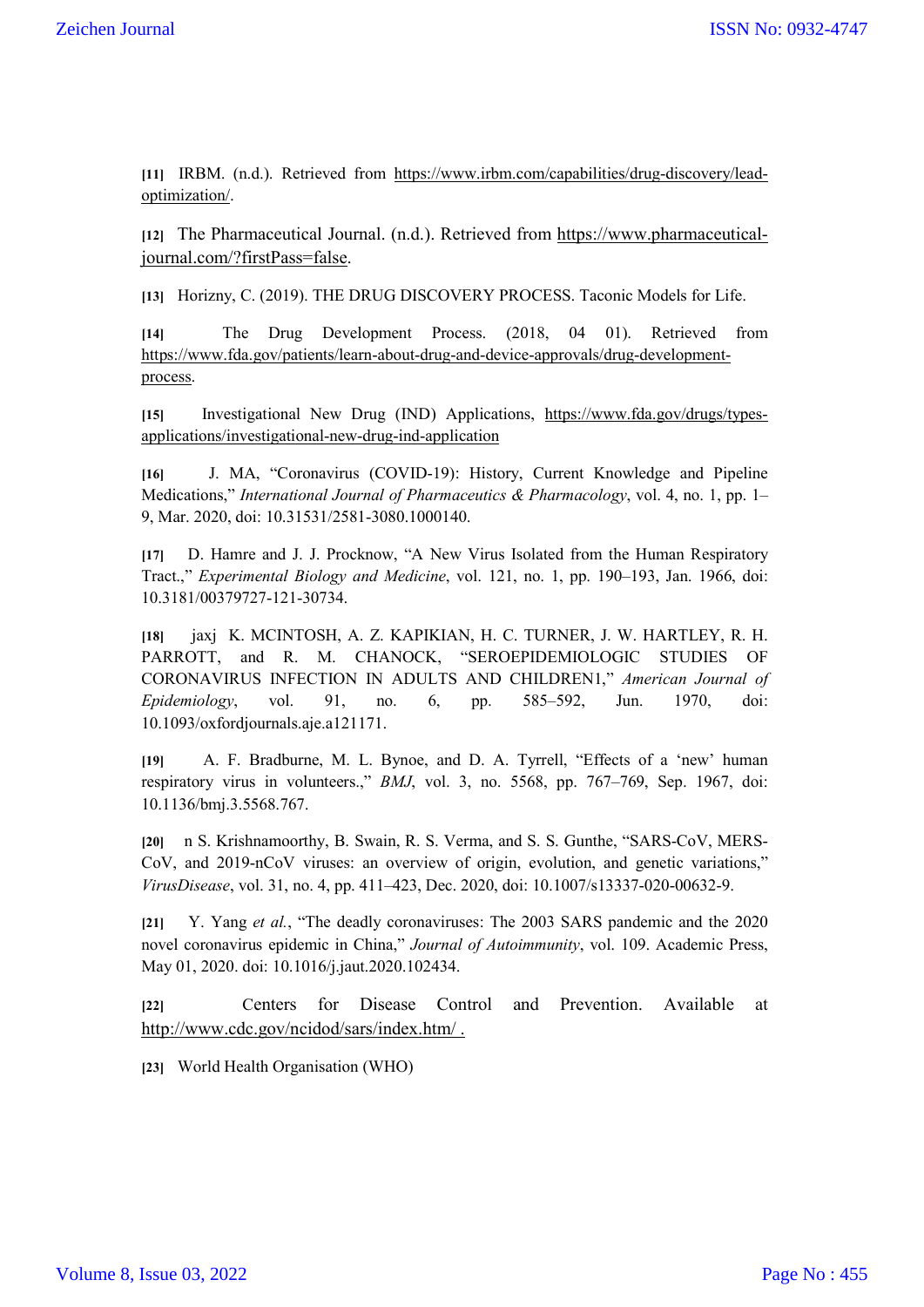[11] IRBM. (n.d.). Retrieved from https://www.irbm.com/capabilities/drug-discovery/lead-optimization/.

[12] The Pharmaceutical Journal. (n.d.). Retrieved from https://www.pharmaceutical-journal.com/?firstPass=false.

[13] Horizny, C. (2019). THE DRUG DISCOVERY PROCESS. Taconic Models for Life.

[14] The Drug Development Process. (2018, 04 01). Retrieved from https://www.fda.gov/patients/learn-about-drug-and-device-approvals/drug-development-process.

[15] Investigational New Drug (IND) Applications, https://www.fda.gov/drugs/types-applications/investigational-new-drug-ind-application

[16] J. MA, "Coronavirus (COVID-19): History, Current Knowledge and Pipeline Medications," *International Journal of Pharmaceutics & Pharmacology*, vol. 4, no. 1, pp. 1–9, Mar. 2020, doi: 10.31531/2581-3080.1000140.

[17] D. Hamre and J. J. Procknow, "A New Virus Isolated from the Human Respiratory Tract.," *Experimental Biology and Medicine*, vol. 121, no. 1, pp. 190–193, Jan. 1966, doi: 10.3181/00379727-121-30734.

[18] jaxj K. MCINTOSH, A. Z. KAPIKIAN, H. C. TURNER, J. W. HARTLEY, R. H. PARROTT, and R. M. CHANOCK, "SEROEPIDEMIOLOGIC STUDIES OF CORONAVIRUS INFECTION IN ADULTS AND CHILDREN1," *American Journal of Epidemiology*, vol. 91, no. 6, pp. 585–592, Jun. 1970, doi: 10.1093/oxfordjournals.aje.a121171.

[19] A. F. Bradburne, M. L. Bynoe, and D. A. Tyrrell, "Effects of a 'new' human respiratory virus in volunteers.," *BMJ*, vol. 3, no. 5568, pp. 767–769, Sep. 1967, doi: 10.1136/bmj.3.5568.767.

[20] n S. Krishnamoorthy, B. Swain, R. S. Verma, and S. S. Gunthe, "SARS-CoV, MERS-CoV, and 2019-nCoV viruses: an overview of origin, evolution, and genetic variations," *VirusDisease*, vol. 31, no. 4, pp. 411–423, Dec. 2020, doi: 10.1007/s13337-020-00632-9.

[21] Y. Yang *et al.*, "The deadly coronaviruses: The 2003 SARS pandemic and the 2020 novel coronavirus epidemic in China," *Journal of Autoimmunity*, vol. 109. Academic Press, May 01, 2020. doi: 10.1016/j.jaut.2020.102434.

[22] Centers for Disease Control and Prevention. Available at http://www.cdc.gov/ncidod/sars/index.htm/ .

[23] World Health Organisation (WHO)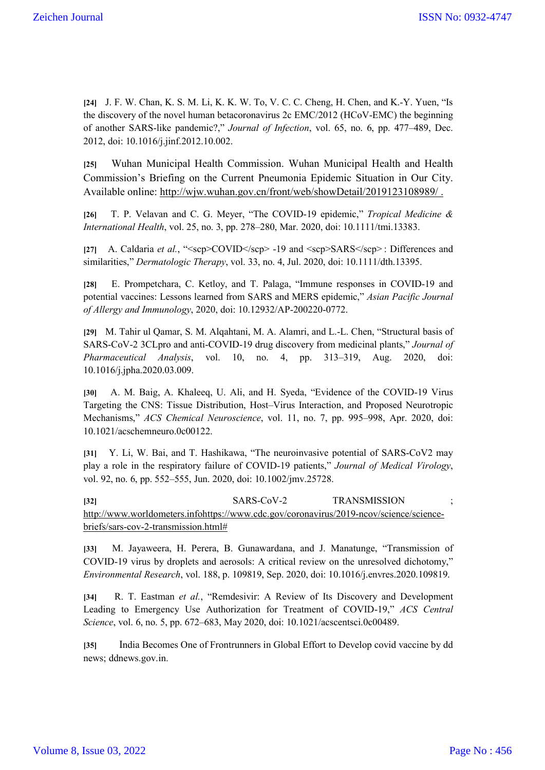**[24]** J. F. W. Chan, K. S. M. Li, K. K. W. To, V. C. C. Cheng, H. Chen, and K.-Y. Yuen, "Is the discovery of the novel human betacoronavirus 2c EMC/2012 (HCoV-EMC) the beginning of another SARS-like pandemic?," *Journal of Infection*, vol. 65, no. 6, pp. 477–489, Dec. 2012, doi: 10.1016/j.jinf.2012.10.002.

**[25]** Wuhan Municipal Health Commission. Wuhan Municipal Health and Health Commission's Briefing on the Current Pneumonia Epidemic Situation in Our City. Available online: http://wjw.wuhan.gov.cn/front/web/showDetail/2019123108989/ .

**[26]** T. P. Velavan and C. G. Meyer, "The COVID-19 epidemic," *Tropical Medicine & International Health*, vol. 25, no. 3, pp. 278–280, Mar. 2020, doi: 10.1111/tmi.13383.

**[27]** A. Caldaria *et al.*, "<scp>COVID</scp> -19 and <scp>SARS</scp> : Differences and similarities," *Dermatologic Therapy*, vol. 33, no. 4, Jul. 2020, doi: 10.1111/dth.13395.

**[28]** E. Prompetchara, C. Ketloy, and T. Palaga, "Immune responses in COVID-19 and potential vaccines: Lessons learned from SARS and MERS epidemic," *Asian Pacific Journal of Allergy and Immunology*, 2020, doi: 10.12932/AP-200220-0772.

**[29]** M. Tahir ul Qamar, S. M. Alqahtani, M. A. Alamri, and L.-L. Chen, "Structural basis of SARS-CoV-2 3CLpro and anti-COVID-19 drug discovery from medicinal plants," *Journal of Pharmaceutical Analysis*, vol. 10, no. 4, pp. 313–319, Aug. 2020, doi: 10.1016/j.jpha.2020.03.009.

**[30]** A. M. Baig, A. Khaleeq, U. Ali, and H. Syeda, "Evidence of the COVID-19 Virus Targeting the CNS: Tissue Distribution, Host–Virus Interaction, and Proposed Neurotropic Mechanisms," *ACS Chemical Neuroscience*, vol. 11, no. 7, pp. 995–998, Apr. 2020, doi: 10.1021/acschemneuro.0c00122.

**[31]** Y. Li, W. Bai, and T. Hashikawa, "The neuroinvasive potential of SARS-CoV2 may play a role in the respiratory failure of COVID-19 patients," *Journal of Medical Virology*, vol. 92, no. 6, pp. 552–555, Jun. 2020, doi: 10.1002/jmv.25728.

**[32]** SARS-CoV-2 TRANSMISSION ; http://www.worldometers.infohttps://www.cdc.gov/coronavirus/2019-ncov/science/science-briefs/sars-cov-2-transmission.html#

**[33]** M. Jayaweera, H. Perera, B. Gunawardana, and J. Manatunge, "Transmission of COVID-19 virus by droplets and aerosols: A critical review on the unresolved dichotomy," *Environmental Research*, vol. 188, p. 109819, Sep. 2020, doi: 10.1016/j.envres.2020.109819.

**[34]** R. T. Eastman *et al.*, "Remdesivir: A Review of Its Discovery and Development Leading to Emergency Use Authorization for Treatment of COVID-19," *ACS Central Science*, vol. 6, no. 5, pp. 672–683, May 2020, doi: 10.1021/acscentsci.0c00489.

**[35]** India Becomes One of Frontrunners in Global Effort to Develop covid vaccine by dd news; ddnews.gov.in.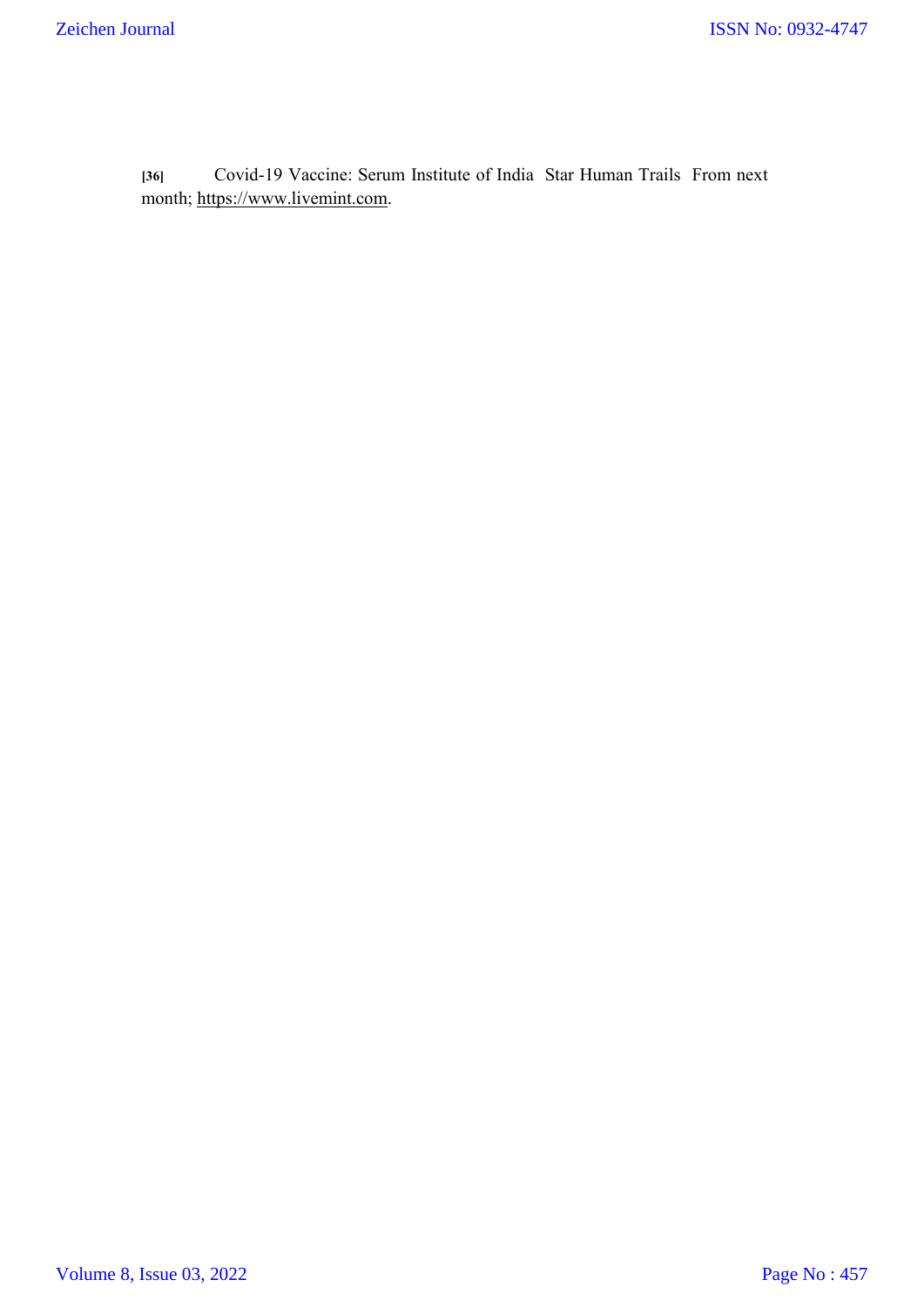[36] Covid-19 Vaccine: Serum Institute of India Star Human Trails From next month; https://www.livemint.com.